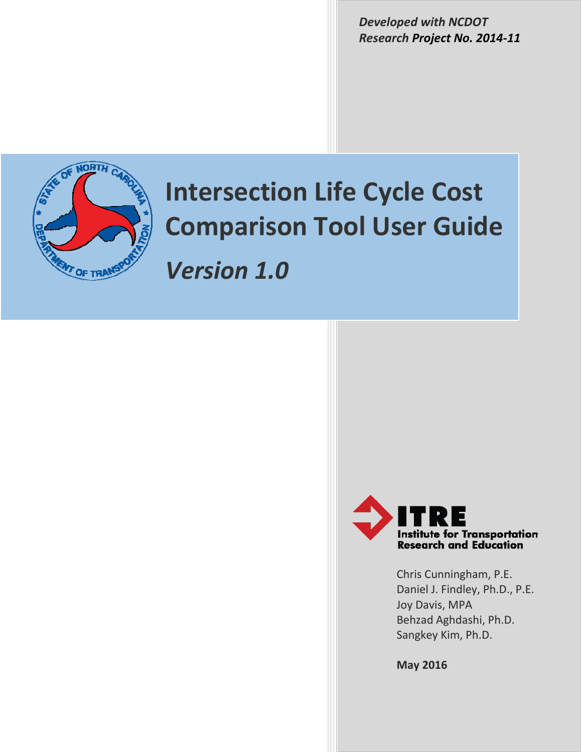***Developed with NCDOT Research Project No. 2014-11***

# Intersection Life Cycle Cost Comparison Tool User Guide

## *Version 1.0*

ITRE
Institute for Transportation Research and Education

Chris Cunningham, P.E.
Daniel J. Findley, Ph.D., P.E.
Joy Davis, MPA
Behzad Aghdashi, Ph.D.
Sangkey Kim, Ph.D.

**May 2016**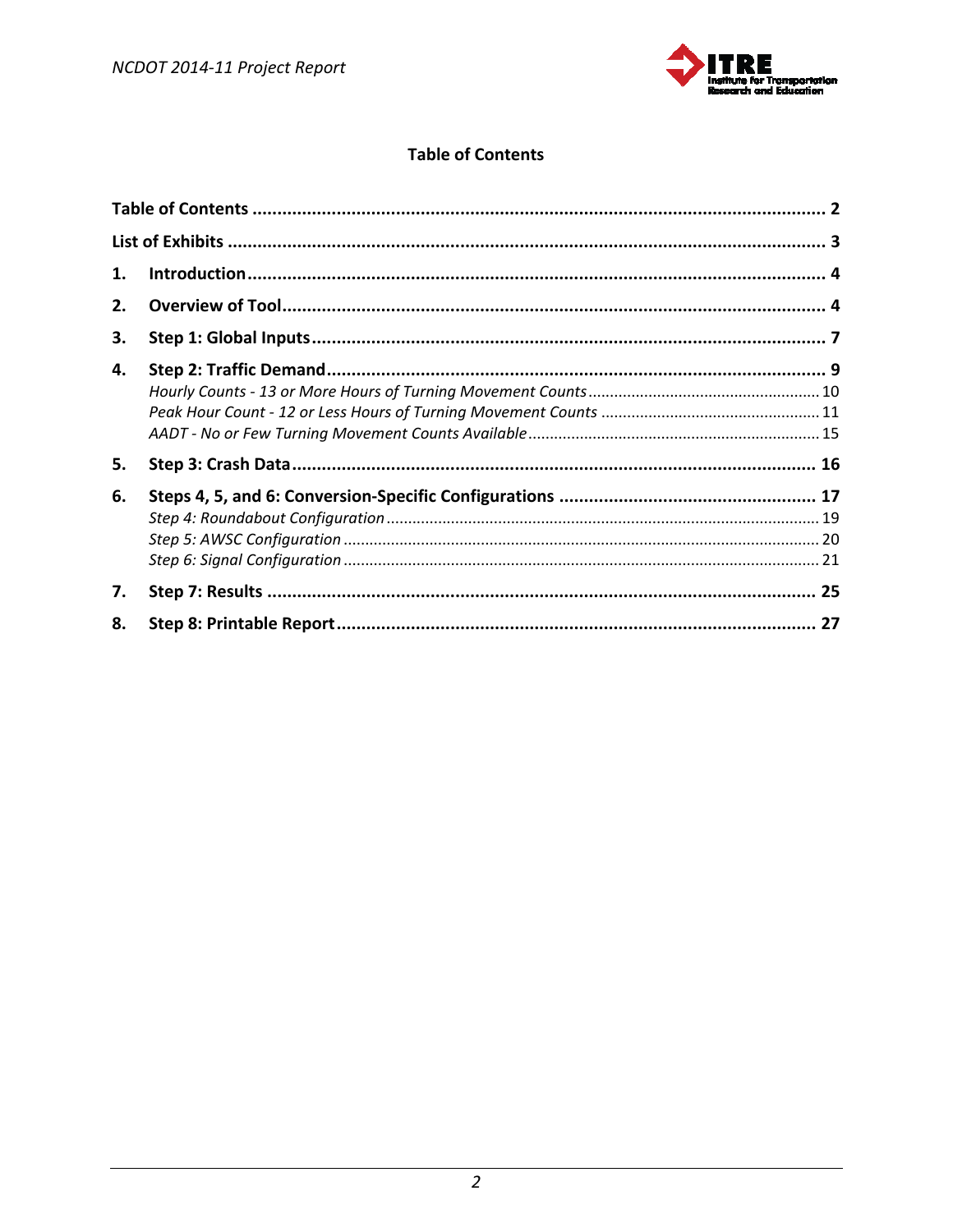## Table of Contents

**Table of Contents** ........................................................ **2**

**List of Exhibits** ........................................................ **3**

**1. Introduction** ........................................................ **4**

**2. Overview of Tool** ........................................................ **4**

**3. Step 1: Global Inputs** ........................................................ **7**

**4. Step 2: Traffic Demand** ........................................................ **9**

*Hourly Counts - 13 or More Hours of Turning Movement Counts* ........................................................ 10

*Peak Hour Count - 12 or Less Hours of Turning Movement Counts* ........................................................ 11

*AADT - No or Few Turning Movement Counts Available* ........................................................ 15

**5. Step 3: Crash Data** ........................................................ **16**

**6. Steps 4, 5, and 6: Conversion-Specific Configurations** ........................................................ **17**

*Step 4: Roundabout Configuration* ........................................................ 19

*Step 5: AWSC Configuration* ........................................................ 20

*Step 6: Signal Configuration* ........................................................ 21

**7. Step 7: Results** ........................................................ **25**

**8. Step 8: Printable Report** ........................................................ **27**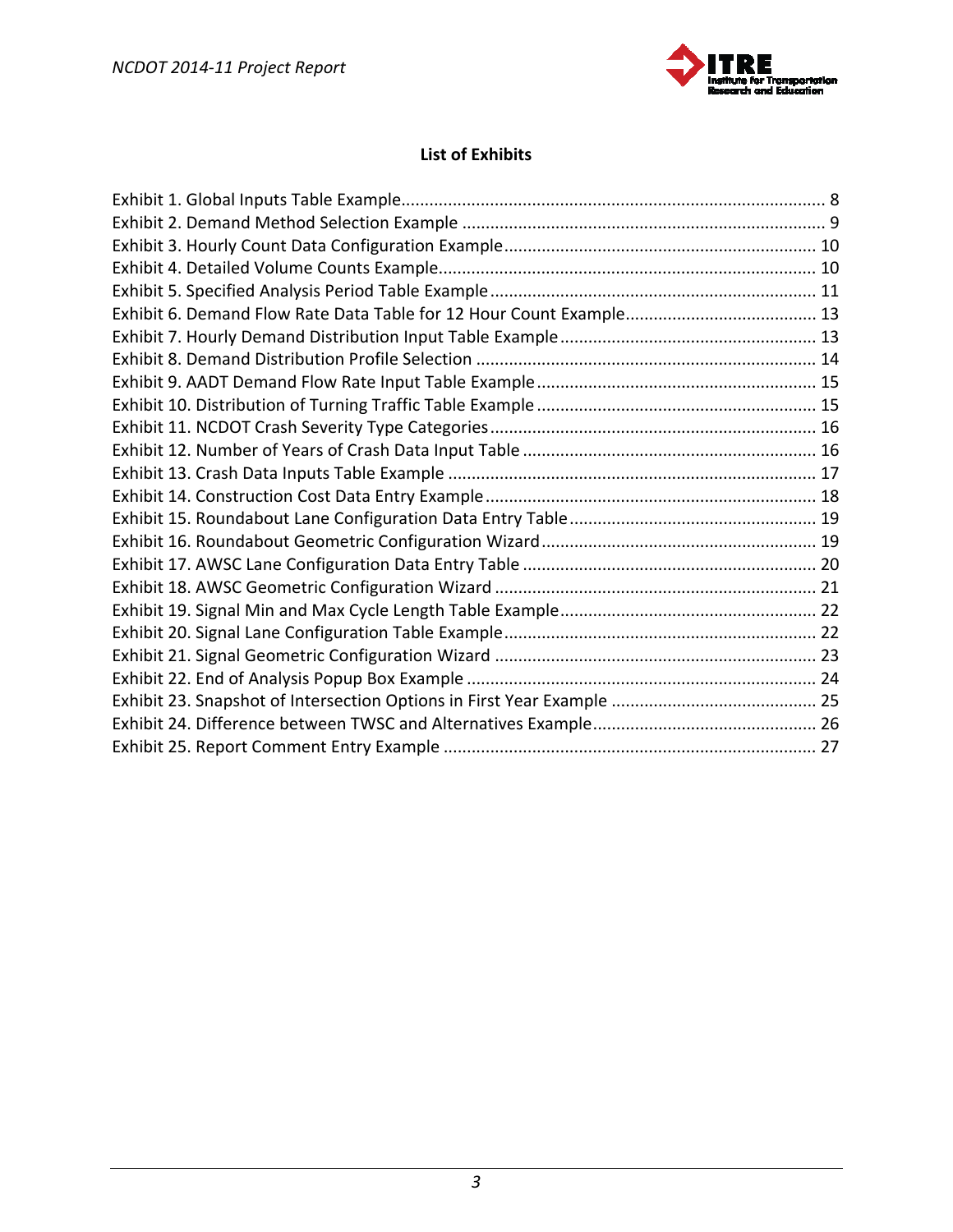## List of Exhibits

Exhibit 1. Global Inputs Table Example ........................................................................................ 8
Exhibit 2. Demand Method Selection Example ............................................................................ 9
Exhibit 3. Hourly Count Data Configuration Example ................................................................. 10
Exhibit 4. Detailed Volume Counts Example ............................................................................... 10
Exhibit 5. Specified Analysis Period Table Example .................................................................... 11
Exhibit 6. Demand Flow Rate Data Table for 12 Hour Count Example ......................................... 13
Exhibit 7. Hourly Demand Distribution Input Table Example ...................................................... 13
Exhibit 8. Demand Distribution Profile Selection ........................................................................ 14
Exhibit 9. AADT Demand Flow Rate Input Table Example ........................................................... 15
Exhibit 10. Distribution of Turning Traffic Table Example ........................................................... 15
Exhibit 11. NCDOT Crash Severity Type Categories ..................................................................... 16
Exhibit 12. Number of Years of Crash Data Input Table .............................................................. 16
Exhibit 13. Crash Data Inputs Table Example .............................................................................. 17
Exhibit 14. Construction Cost Data Entry Example ...................................................................... 18
Exhibit 15. Roundabout Lane Configuration Data Entry Table .................................................... 19
Exhibit 16. Roundabout Geometric Configuration Wizard ........................................................... 19
Exhibit 17. AWSC Lane Configuration Data Entry Table .............................................................. 20
Exhibit 18. AWSC Geometric Configuration Wizard .................................................................... 21
Exhibit 19. Signal Min and Max Cycle Length Table Example ...................................................... 22
Exhibit 20. Signal Lane Configuration Table Example .................................................................. 22
Exhibit 21. Signal Geometric Configuration Wizard .................................................................... 23
Exhibit 22. End of Analysis Popup Box Example .......................................................................... 24
Exhibit 23. Snapshot of Intersection Options in First Year Example ........................................... 25
Exhibit 24. Difference between TWSC and Alternatives Example ............................................... 26
Exhibit 25. Report Comment Entry Example ............................................................................... 27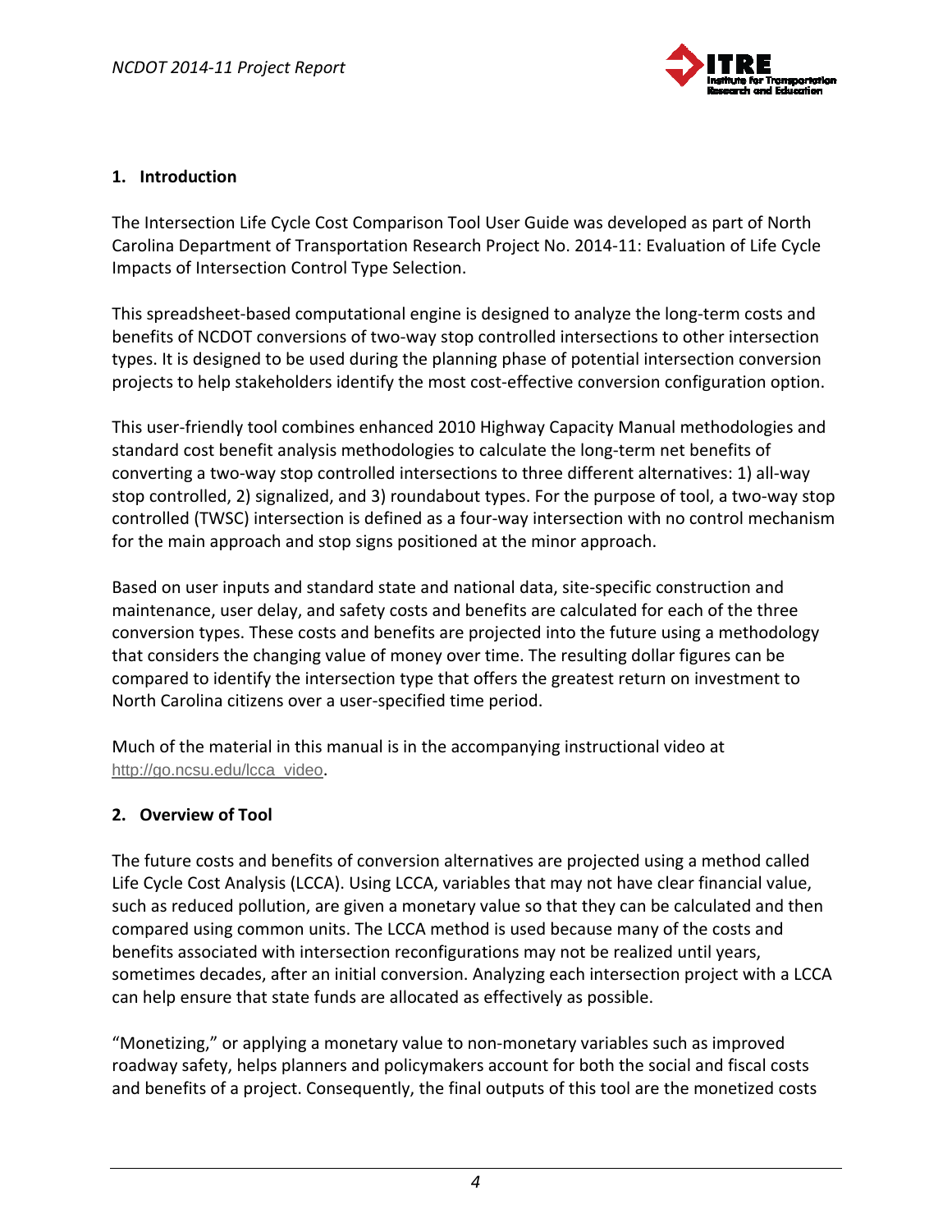## 1. Introduction

The Intersection Life Cycle Cost Comparison Tool User Guide was developed as part of North Carolina Department of Transportation Research Project No. 2014-11: Evaluation of Life Cycle Impacts of Intersection Control Type Selection.

This spreadsheet-based computational engine is designed to analyze the long-term costs and benefits of NCDOT conversions of two-way stop controlled intersections to other intersection types. It is designed to be used during the planning phase of potential intersection conversion projects to help stakeholders identify the most cost-effective conversion configuration option.

This user-friendly tool combines enhanced 2010 Highway Capacity Manual methodologies and standard cost benefit analysis methodologies to calculate the long-term net benefits of converting a two-way stop controlled intersections to three different alternatives: 1) all-way stop controlled, 2) signalized, and 3) roundabout types. For the purpose of tool, a two-way stop controlled (TWSC) intersection is defined as a four-way intersection with no control mechanism for the main approach and stop signs positioned at the minor approach.

Based on user inputs and standard state and national data, site-specific construction and maintenance, user delay, and safety costs and benefits are calculated for each of the three conversion types. These costs and benefits are projected into the future using a methodology that considers the changing value of money over time. The resulting dollar figures can be compared to identify the intersection type that offers the greatest return on investment to North Carolina citizens over a user-specified time period.

Much of the material in this manual is in the accompanying instructional video at http://go.ncsu.edu/lcca_video.

## 2. Overview of Tool

The future costs and benefits of conversion alternatives are projected using a method called Life Cycle Cost Analysis (LCCA). Using LCCA, variables that may not have clear financial value, such as reduced pollution, are given a monetary value so that they can be calculated and then compared using common units. The LCCA method is used because many of the costs and benefits associated with intersection reconfigurations may not be realized until years, sometimes decades, after an initial conversion. Analyzing each intersection project with a LCCA can help ensure that state funds are allocated as effectively as possible.

“Monetizing,” or applying a monetary value to non-monetary variables such as improved roadway safety, helps planners and policymakers account for both the social and fiscal costs and benefits of a project. Consequently, the final outputs of this tool are the monetized costs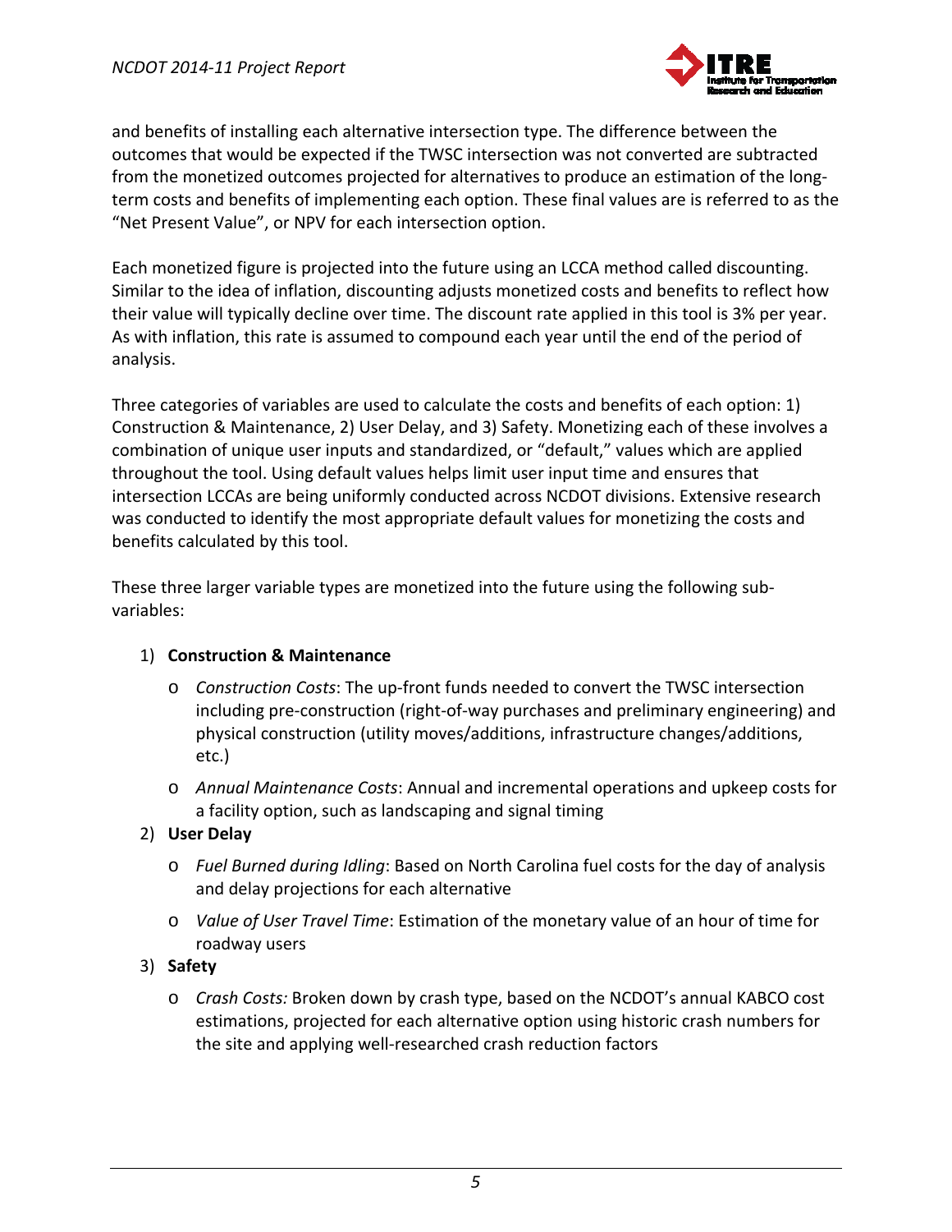and benefits of installing each alternative intersection type. The difference between the outcomes that would be expected if the TWSC intersection was not converted are subtracted from the monetized outcomes projected for alternatives to produce an estimation of the long-term costs and benefits of implementing each option. These final values are is referred to as the "Net Present Value", or NPV for each intersection option.

Each monetized figure is projected into the future using an LCCA method called discounting. Similar to the idea of inflation, discounting adjusts monetized costs and benefits to reflect how their value will typically decline over time. The discount rate applied in this tool is 3% per year. As with inflation, this rate is assumed to compound each year until the end of the period of analysis.

Three categories of variables are used to calculate the costs and benefits of each option: 1) Construction & Maintenance, 2) User Delay, and 3) Safety. Monetizing each of these involves a combination of unique user inputs and standardized, or "default," values which are applied throughout the tool. Using default values helps limit user input time and ensures that intersection LCCAs are being uniformly conducted across NCDOT divisions. Extensive research was conducted to identify the most appropriate default values for monetizing the costs and benefits calculated by this tool.

These three larger variable types are monetized into the future using the following sub-variables:

1) **Construction & Maintenance**
   - *Construction Costs*: The up-front funds needed to convert the TWSC intersection including pre-construction (right-of-way purchases and preliminary engineering) and physical construction (utility moves/additions, infrastructure changes/additions, etc.)
   - *Annual Maintenance Costs*: Annual and incremental operations and upkeep costs for a facility option, such as landscaping and signal timing
2) **User Delay**
   - *Fuel Burned during Idling*: Based on North Carolina fuel costs for the day of analysis and delay projections for each alternative
   - *Value of User Travel Time*: Estimation of the monetary value of an hour of time for roadway users
3) **Safety**
   - *Crash Costs:* Broken down by crash type, based on the NCDOT's annual KABCO cost estimations, projected for each alternative option using historic crash numbers for the site and applying well-researched crash reduction factors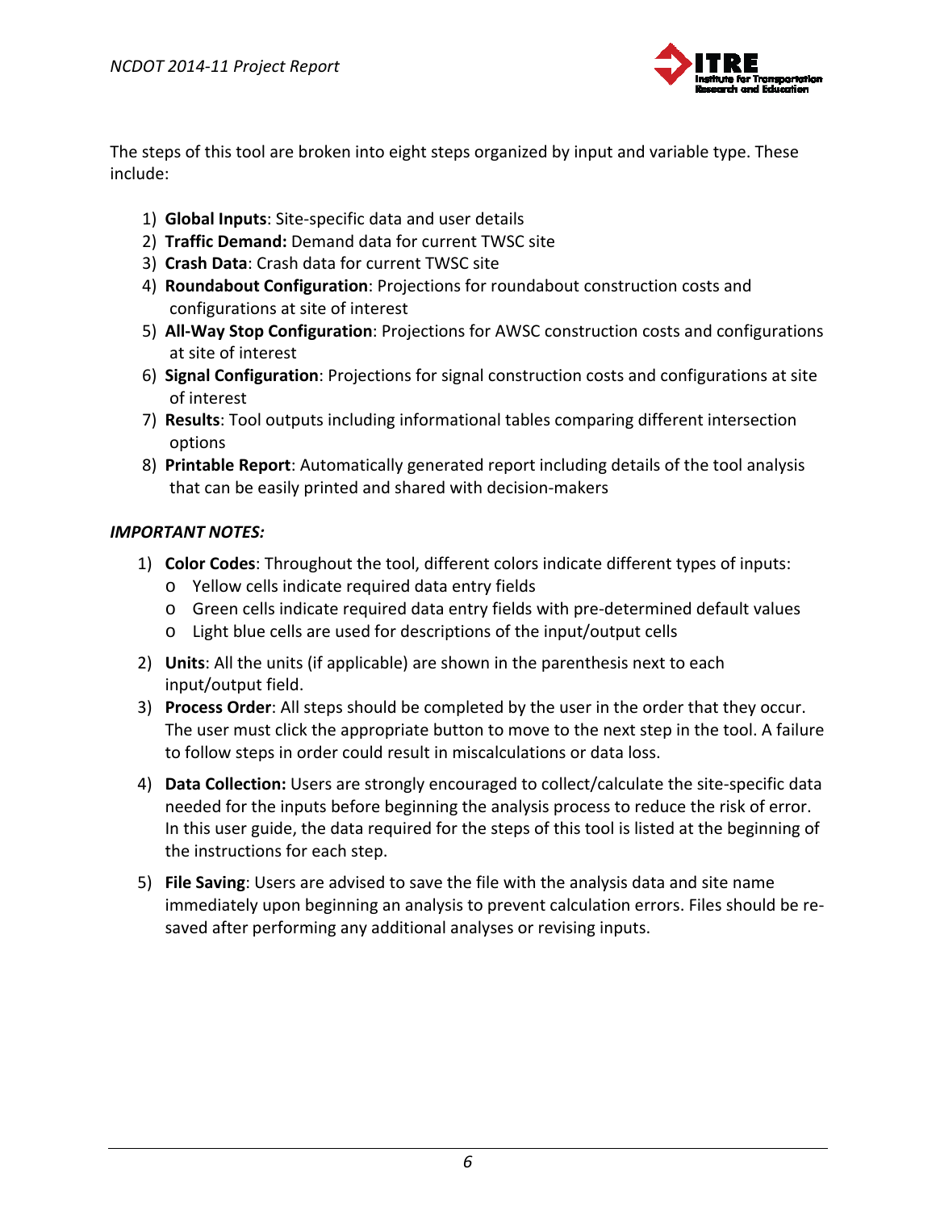The steps of this tool are broken into eight steps organized by input and variable type. These include:

1) **Global Inputs**: Site-specific data and user details
2) **Traffic Demand:** Demand data for current TWSC site
3) **Crash Data**: Crash data for current TWSC site
4) **Roundabout Configuration**: Projections for roundabout construction costs and configurations at site of interest
5) **All-Way Stop Configuration**: Projections for AWSC construction costs and configurations at site of interest
6) **Signal Configuration**: Projections for signal construction costs and configurations at site of interest
7) **Results**: Tool outputs including informational tables comparing different intersection options
8) **Printable Report**: Automatically generated report including details of the tool analysis that can be easily printed and shared with decision-makers

***IMPORTANT NOTES:***

1) **Color Codes**: Throughout the tool, different colors indicate different types of inputs:
   - Yellow cells indicate required data entry fields
   - Green cells indicate required data entry fields with pre-determined default values
   - Light blue cells are used for descriptions of the input/output cells
2) **Units**: All the units (if applicable) are shown in the parenthesis next to each input/output field.
3) **Process Order**: All steps should be completed by the user in the order that they occur. The user must click the appropriate button to move to the next step in the tool. A failure to follow steps in order could result in miscalculations or data loss.
4) **Data Collection:** Users are strongly encouraged to collect/calculate the site-specific data needed for the inputs before beginning the analysis process to reduce the risk of error. In this user guide, the data required for the steps of this tool is listed at the beginning of the instructions for each step.
5) **File Saving**: Users are advised to save the file with the analysis data and site name immediately upon beginning an analysis to prevent calculation errors. Files should be re-saved after performing any additional analyses or revising inputs.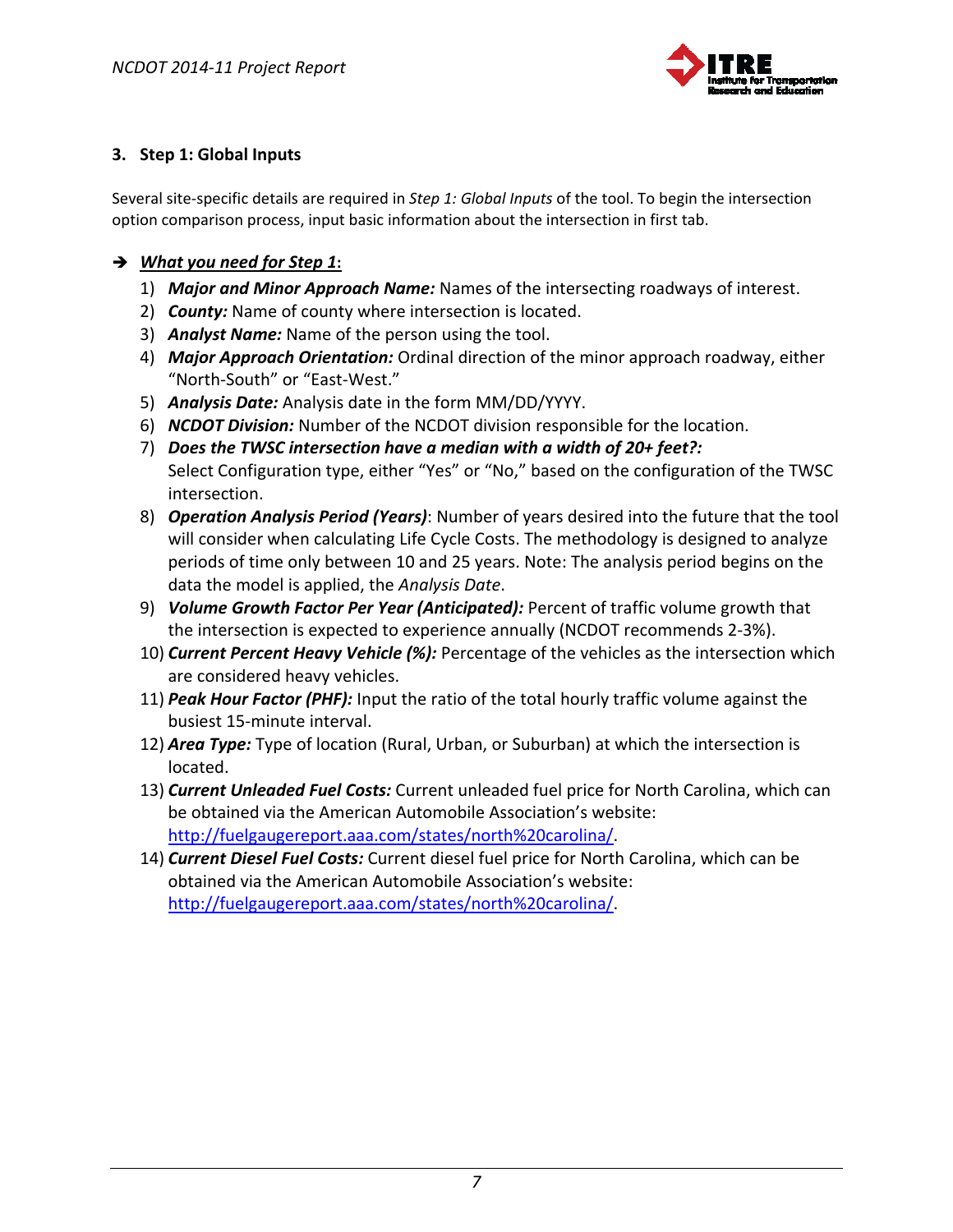## 3. Step 1: Global Inputs

Several site-specific details are required in *Step 1: Global Inputs* of the tool. To begin the intersection option comparison process, input basic information about the intersection in first tab.

➔ ***What you need for Step 1*:**

1) ***Major and Minor Approach Name:*** Names of the intersecting roadways of interest.
2) ***County:*** Name of county where intersection is located.
3) ***Analyst Name:*** Name of the person using the tool.
4) ***Major Approach Orientation:*** Ordinal direction of the minor approach roadway, either "North-South" or "East-West."
5) ***Analysis Date:*** Analysis date in the form MM/DD/YYYY.
6) ***NCDOT Division:*** Number of the NCDOT division responsible for the location.
7) ***Does the TWSC intersection have a median with a width of 20+ feet?:*** Select Configuration type, either "Yes" or "No," based on the configuration of the TWSC intersection.
8) ***Operation Analysis Period (Years)***: Number of years desired into the future that the tool will consider when calculating Life Cycle Costs. The methodology is designed to analyze periods of time only between 10 and 25 years. Note: The analysis period begins on the data the model is applied, the *Analysis Date*.
9) ***Volume Growth Factor Per Year (Anticipated):*** Percent of traffic volume growth that the intersection is expected to experience annually (NCDOT recommends 2-3%).
10) ***Current Percent Heavy Vehicle (%):*** Percentage of the vehicles as the intersection which are considered heavy vehicles.
11) ***Peak Hour Factor (PHF):*** Input the ratio of the total hourly traffic volume against the busiest 15-minute interval.
12) ***Area Type:*** Type of location (Rural, Urban, or Suburban) at which the intersection is located.
13) ***Current Unleaded Fuel Costs:*** Current unleaded fuel price for North Carolina, which can be obtained via the American Automobile Association's website: [http://fuelgaugereport.aaa.com/states/north%20carolina/](http://fuelgaugereport.aaa.com/states/north%20carolina/).
14) ***Current Diesel Fuel Costs:*** Current diesel fuel price for North Carolina, which can be obtained via the American Automobile Association's website: [http://fuelgaugereport.aaa.com/states/north%20carolina/](http://fuelgaugereport.aaa.com/states/north%20carolina/).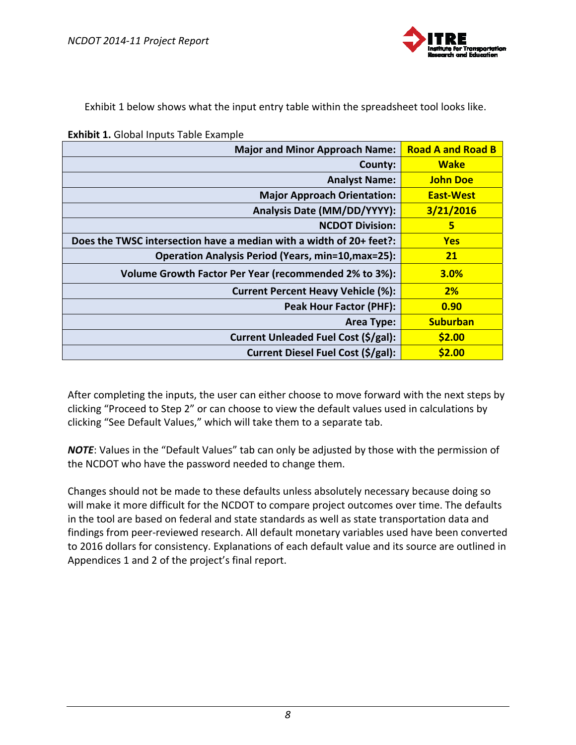Exhibit 1 below shows what the input entry table within the spreadsheet tool looks like.

**Exhibit 1.** Global Inputs Table Example

| Input | Value |
|---|---|
| **Major and Minor Approach Name:** | **Road A and Road B** |
| **County:** | **Wake** |
| **Analyst Name:** | **John Doe** |
| **Major Approach Orientation:** | **East-West** |
| **Analysis Date (MM/DD/YYYY):** | **3/21/2016** |
| **NCDOT Division:** | **5** |
| **Does the TWSC intersection have a median with a width of 20+ feet?:** | **Yes** |
| **Operation Analysis Period (Years, min=10,max=25):** | **21** |
| **Volume Growth Factor Per Year (recommended 2% to 3%):** | **3.0%** |
| **Current Percent Heavy Vehicle (%):** | **2%** |
| **Peak Hour Factor (PHF):** | **0.90** |
| **Area Type:** | **Suburban** |
| **Current Unleaded Fuel Cost ($/gal):** | **$2.00** |
| **Current Diesel Fuel Cost ($/gal):** | **$2.00** |

After completing the inputs, the user can either choose to move forward with the next steps by clicking "Proceed to Step 2" or can choose to view the default values used in calculations by clicking "See Default Values," which will take them to a separate tab.

***NOTE***: Values in the "Default Values" tab can only be adjusted by those with the permission of the NCDOT who have the password needed to change them.

Changes should not be made to these defaults unless absolutely necessary because doing so will make it more difficult for the NCDOT to compare project outcomes over time. The defaults in the tool are based on federal and state standards as well as state transportation data and findings from peer-reviewed research. All default monetary variables used have been converted to 2016 dollars for consistency. Explanations of each default value and its source are outlined in Appendices 1 and 2 of the project's final report.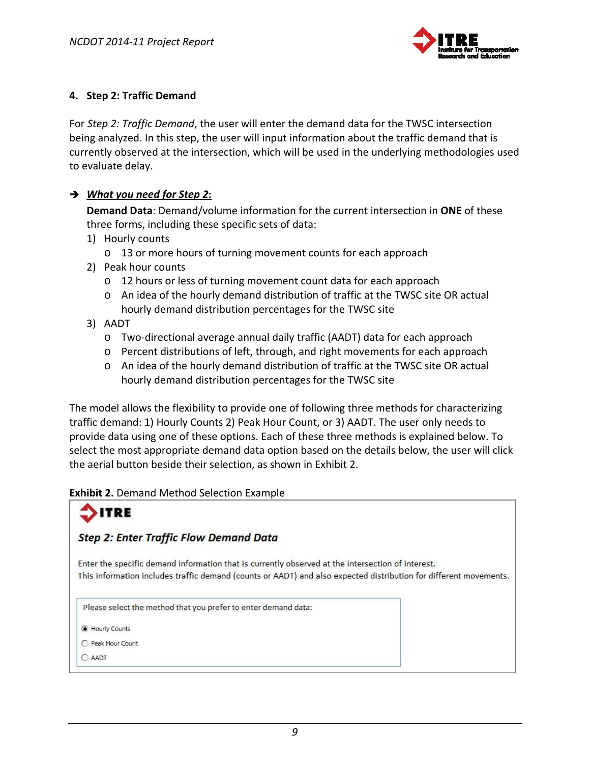## 4. Step 2: Traffic Demand

For *Step 2: Traffic Demand*, the user will enter the demand data for the TWSC intersection being analyzed. In this step, the user will input information about the traffic demand that is currently observed at the intersection, which will be used in the underlying methodologies used to evaluate delay.

➔ ***What you need for Step 2*:**

**Demand Data**: Demand/volume information for the current intersection in **ONE** of these three forms, including these specific sets of data:

1) Hourly counts
   - 13 or more hours of turning movement counts for each approach
2) Peak hour counts
   - 12 hours or less of turning movement count data for each approach
   - An idea of the hourly demand distribution of traffic at the TWSC site OR actual hourly demand distribution percentages for the TWSC site
3) AADT
   - Two-directional average annual daily traffic (AADT) data for each approach
   - Percent distributions of left, through, and right movements for each approach
   - An idea of the hourly demand distribution of traffic at the TWSC site OR actual hourly demand distribution percentages for the TWSC site

The model allows the flexibility to provide one of following three methods for characterizing traffic demand: 1) Hourly Counts 2) Peak Hour Count, or 3) AADT. The user only needs to provide data using one of these options. Each of these three methods is explained below. To select the most appropriate demand data option based on the details below, the user will click the aerial button beside their selection, as shown in Exhibit 2.

**Exhibit 2.** Demand Method Selection Example

ITRE

*Step 2: Enter Traffic Flow Demand Data*

Enter the specific demand information that is currently observed at the intersection of interest.
This information includes traffic demand (counts or AADT) and also expected distribution for different movements.

Please select the method that you prefer to enter demand data:

- (●) Hourly Counts
- ( ) Peak Hour Count
- ( ) AADT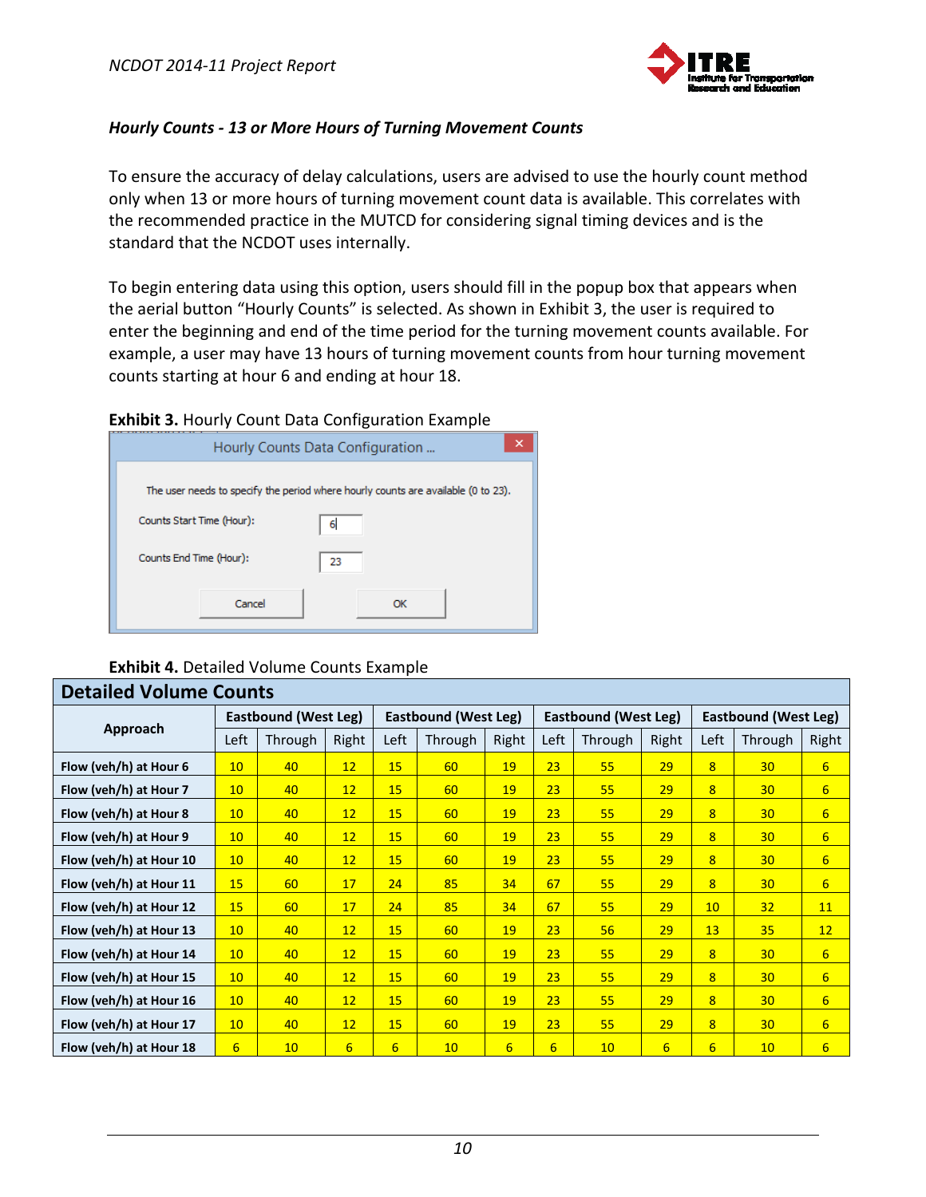### *Hourly Counts - 13 or More Hours of Turning Movement Counts*

To ensure the accuracy of delay calculations, users are advised to use the hourly count method only when 13 or more hours of turning movement count data is available. This correlates with the recommended practice in the MUTCD for considering signal timing devices and is the standard that the NCDOT uses internally.

To begin entering data using this option, users should fill in the popup box that appears when the aerial button "Hourly Counts" is selected. As shown in Exhibit 3, the user is required to enter the beginning and end of the time period for the turning movement counts available. For example, a user may have 13 hours of turning movement counts from hour turning movement counts starting at hour 6 and ending at hour 18.

**Exhibit 3.** Hourly Count Data Configuration Example

Hourly Counts Data Configuration ...

The user needs to specify the period where hourly counts are available (0 to 23).

Counts Start Time (Hour): 6

Counts End Time (Hour): 23

Cancel | OK

**Exhibit 4.** Detailed Volume Counts Example

| Detailed Volume Counts | | | | | | | | | | | | |
|---|---|---|---|---|---|---|---|---|---|---|---|---|
| Approach | Eastbound (West Leg) | | | Eastbound (West Leg) | | | Eastbound (West Leg) | | | Eastbound (West Leg) | | |
| | Left | Through | Right | Left | Through | Right | Left | Through | Right | Left | Through | Right |
| Flow (veh/h) at Hour 6 | 10 | 40 | 12 | 15 | 60 | 19 | 23 | 55 | 29 | 8 | 30 | 6 |
| Flow (veh/h) at Hour 7 | 10 | 40 | 12 | 15 | 60 | 19 | 23 | 55 | 29 | 8 | 30 | 6 |
| Flow (veh/h) at Hour 8 | 10 | 40 | 12 | 15 | 60 | 19 | 23 | 55 | 29 | 8 | 30 | 6 |
| Flow (veh/h) at Hour 9 | 10 | 40 | 12 | 15 | 60 | 19 | 23 | 55 | 29 | 8 | 30 | 6 |
| Flow (veh/h) at Hour 10 | 10 | 40 | 12 | 15 | 60 | 19 | 23 | 55 | 29 | 8 | 30 | 6 |
| Flow (veh/h) at Hour 11 | 15 | 60 | 17 | 24 | 85 | 34 | 67 | 55 | 29 | 8 | 30 | 6 |
| Flow (veh/h) at Hour 12 | 15 | 60 | 17 | 24 | 85 | 34 | 67 | 55 | 29 | 10 | 32 | 11 |
| Flow (veh/h) at Hour 13 | 10 | 40 | 12 | 15 | 60 | 19 | 23 | 56 | 29 | 13 | 35 | 12 |
| Flow (veh/h) at Hour 14 | 10 | 40 | 12 | 15 | 60 | 19 | 23 | 55 | 29 | 8 | 30 | 6 |
| Flow (veh/h) at Hour 15 | 10 | 40 | 12 | 15 | 60 | 19 | 23 | 55 | 29 | 8 | 30 | 6 |
| Flow (veh/h) at Hour 16 | 10 | 40 | 12 | 15 | 60 | 19 | 23 | 55 | 29 | 8 | 30 | 6 |
| Flow (veh/h) at Hour 17 | 10 | 40 | 12 | 15 | 60 | 19 | 23 | 55 | 29 | 8 | 30 | 6 |
| Flow (veh/h) at Hour 18 | 6 | 10 | 6 | 6 | 10 | 6 | 6 | 10 | 6 | 6 | 10 | 6 |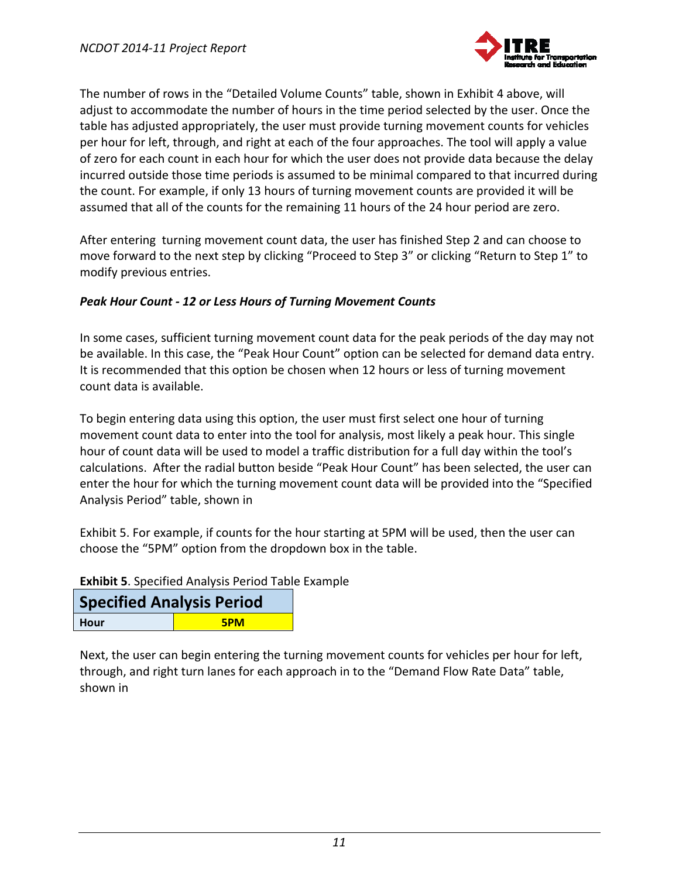The number of rows in the "Detailed Volume Counts" table, shown in Exhibit 4 above, will adjust to accommodate the number of hours in the time period selected by the user. Once the table has adjusted appropriately, the user must provide turning movement counts for vehicles per hour for left, through, and right at each of the four approaches. The tool will apply a value of zero for each count in each hour for which the user does not provide data because the delay incurred outside those time periods is assumed to be minimal compared to that incurred during the count. For example, if only 13 hours of turning movement counts are provided it will be assumed that all of the counts for the remaining 11 hours of the 24 hour period are zero.

After entering turning movement count data, the user has finished Step 2 and can choose to move forward to the next step by clicking "Proceed to Step 3" or clicking "Return to Step 1" to modify previous entries.

***Peak Hour Count - 12 or Less Hours of Turning Movement Counts***

In some cases, sufficient turning movement count data for the peak periods of the day may not be available. In this case, the "Peak Hour Count" option can be selected for demand data entry. It is recommended that this option be chosen when 12 hours or less of turning movement count data is available.

To begin entering data using this option, the user must first select one hour of turning movement count data to enter into the tool for analysis, most likely a peak hour. This single hour of count data will be used to model a traffic distribution for a full day within the tool's calculations. After the radial button beside "Peak Hour Count" has been selected, the user can enter the hour for which the turning movement count data will be provided into the "Specified Analysis Period" table, shown in

Exhibit 5. For example, if counts for the hour starting at 5PM will be used, then the user can choose the "5PM" option from the dropdown box in the table.

**Exhibit 5**. Specified Analysis Period Table Example

| Specified Analysis Period | |
|---|---|
| **Hour** | **5PM** |

Next, the user can begin entering the turning movement counts for vehicles per hour for left, through, and right turn lanes for each approach in to the "Demand Flow Rate Data" table, shown in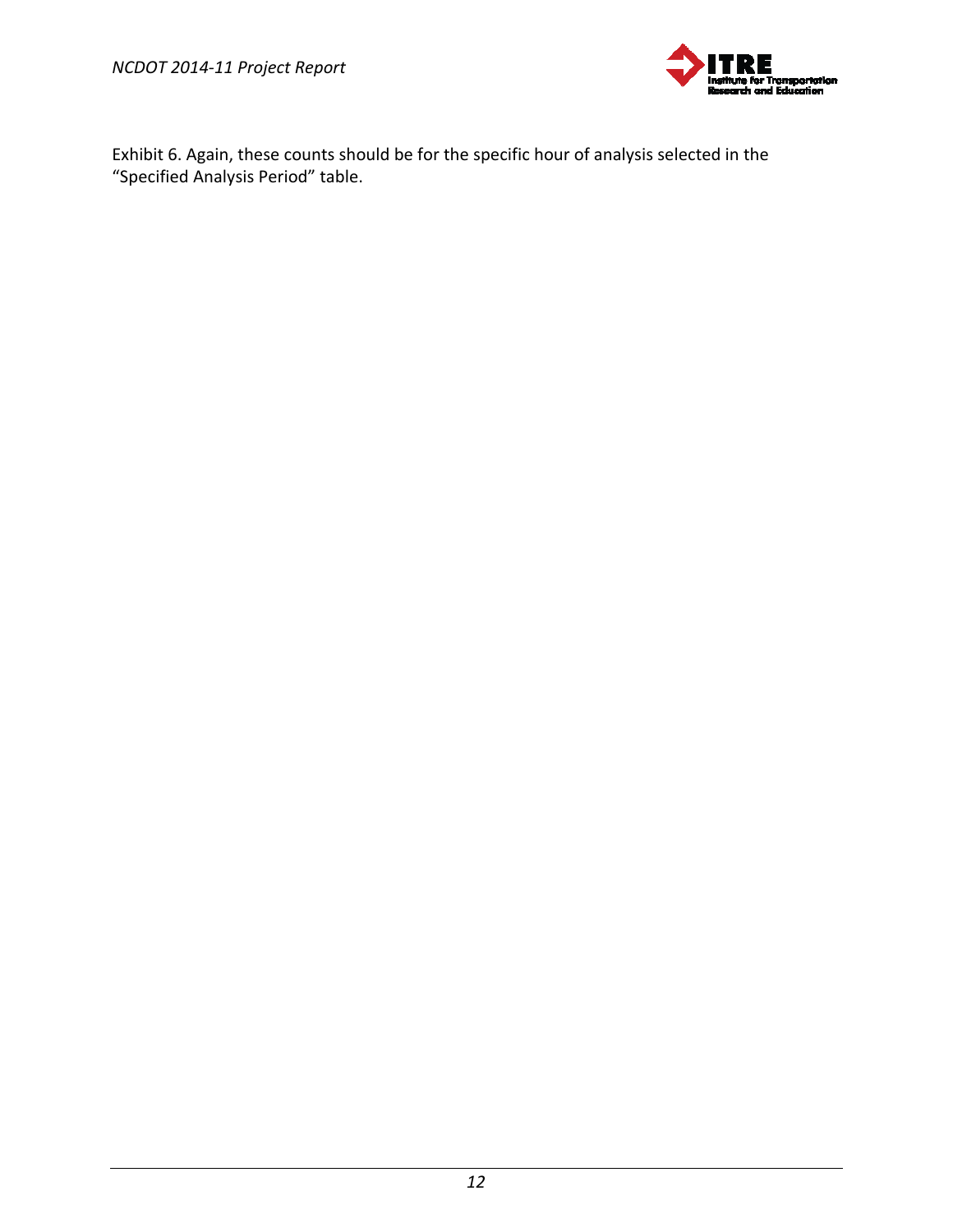Exhibit 6. Again, these counts should be for the specific hour of analysis selected in the "Specified Analysis Period" table.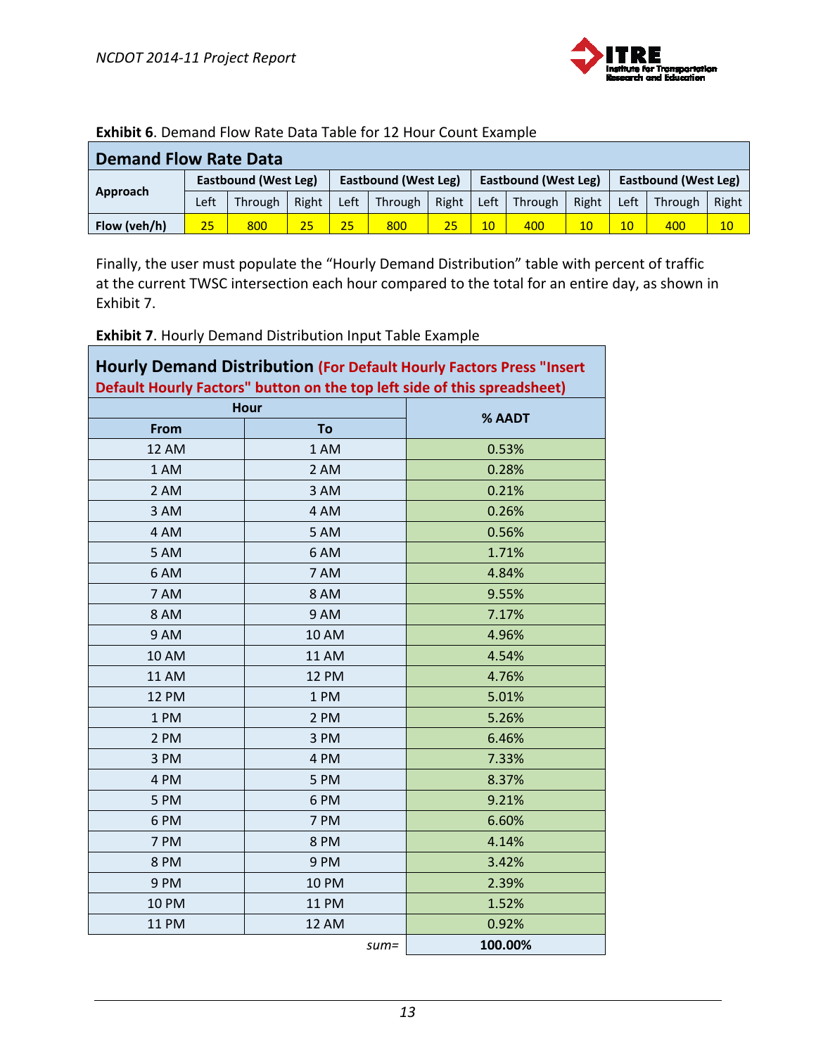**Exhibit 6**. Demand Flow Rate Data Table for 12 Hour Count Example

| Demand Flow Rate Data | | | | | | | | | | | | |
|---|---|---|---|---|---|---|---|---|---|---|---|---|
| Approach | Eastbound (West Leg) | | | Eastbound (West Leg) | | | Eastbound (West Leg) | | | Eastbound (West Leg) | | |
| | Left | Through | Right | Left | Through | Right | Left | Through | Right | Left | Through | Right |
| Flow (veh/h) | 25 | 800 | 25 | 25 | 800 | 25 | 10 | 400 | 10 | 10 | 400 | 10 |

Finally, the user must populate the "Hourly Demand Distribution" table with percent of traffic at the current TWSC intersection each hour compared to the total for an entire day, as shown in Exhibit 7.

**Exhibit 7**. Hourly Demand Distribution Input Table Example

| Hourly Demand Distribution (For Default Hourly Factors Press "Insert Default Hourly Factors" button on the top left side of this spreadsheet) | | |
|---|---|---|
| Hour | | % AADT |
| From | To | |
| 12 AM | 1 AM | 0.53% |
| 1 AM | 2 AM | 0.28% |
| 2 AM | 3 AM | 0.21% |
| 3 AM | 4 AM | 0.26% |
| 4 AM | 5 AM | 0.56% |
| 5 AM | 6 AM | 1.71% |
| 6 AM | 7 AM | 4.84% |
| 7 AM | 8 AM | 9.55% |
| 8 AM | 9 AM | 7.17% |
| 9 AM | 10 AM | 4.96% |
| 10 AM | 11 AM | 4.54% |
| 11 AM | 12 PM | 4.76% |
| 12 PM | 1 PM | 5.01% |
| 1 PM | 2 PM | 5.26% |
| 2 PM | 3 PM | 6.46% |
| 3 PM | 4 PM | 7.33% |
| 4 PM | 5 PM | 8.37% |
| 5 PM | 6 PM | 9.21% |
| 6 PM | 7 PM | 6.60% |
| 7 PM | 8 PM | 4.14% |
| 8 PM | 9 PM | 3.42% |
| 9 PM | 10 PM | 2.39% |
| 10 PM | 11 PM | 1.52% |
| 11 PM | 12 AM | 0.92% |
| | *sum=* | **100.00%** |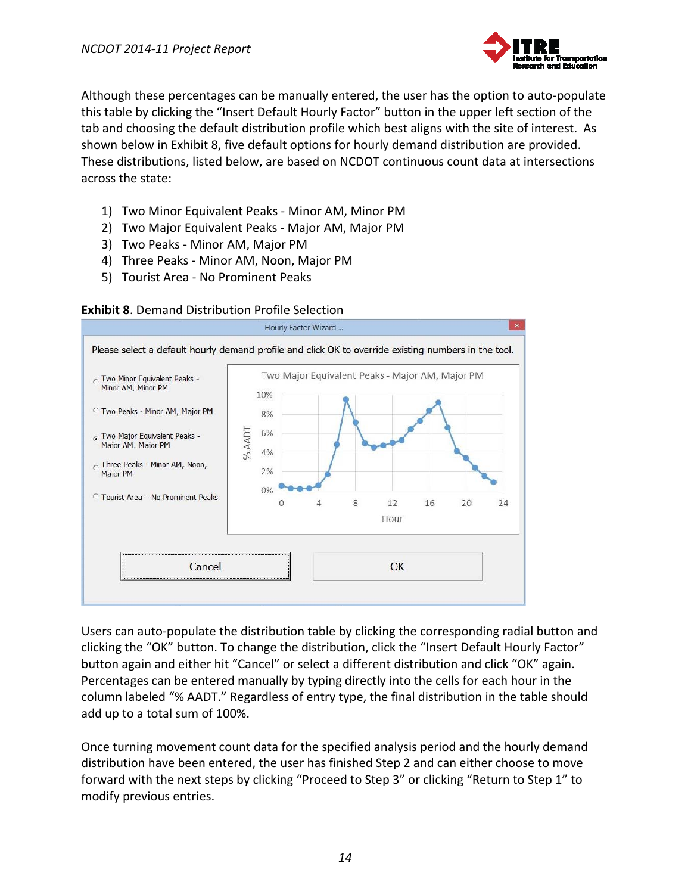Although these percentages can be manually entered, the user has the option to auto-populate this table by clicking the “Insert Default Hourly Factor” button in the upper left section of the tab and choosing the default distribution profile which best aligns with the site of interest. As shown below in Exhibit 8, five default options for hourly demand distribution are provided. These distributions, listed below, are based on NCDOT continuous count data at intersections across the state:

1) Two Minor Equivalent Peaks - Minor AM, Minor PM
2) Two Major Equivalent Peaks - Major AM, Major PM
3) Two Peaks - Minor AM, Major PM
4) Three Peaks - Minor AM, Noon, Major PM
5) Tourist Area - No Prominent Peaks

**Exhibit 8**. Demand Distribution Profile Selection

Users can auto-populate the distribution table by clicking the corresponding radial button and clicking the “OK” button. To change the distribution, click the “Insert Default Hourly Factor” button again and either hit “Cancel” or select a different distribution and click “OK” again. Percentages can be entered manually by typing directly into the cells for each hour in the column labeled “% AADT.” Regardless of entry type, the final distribution in the table should add up to a total sum of 100%.

Once turning movement count data for the specified analysis period and the hourly demand distribution have been entered, the user has finished Step 2 and can either choose to move forward with the next steps by clicking “Proceed to Step 3” or clicking “Return to Step 1” to modify previous entries.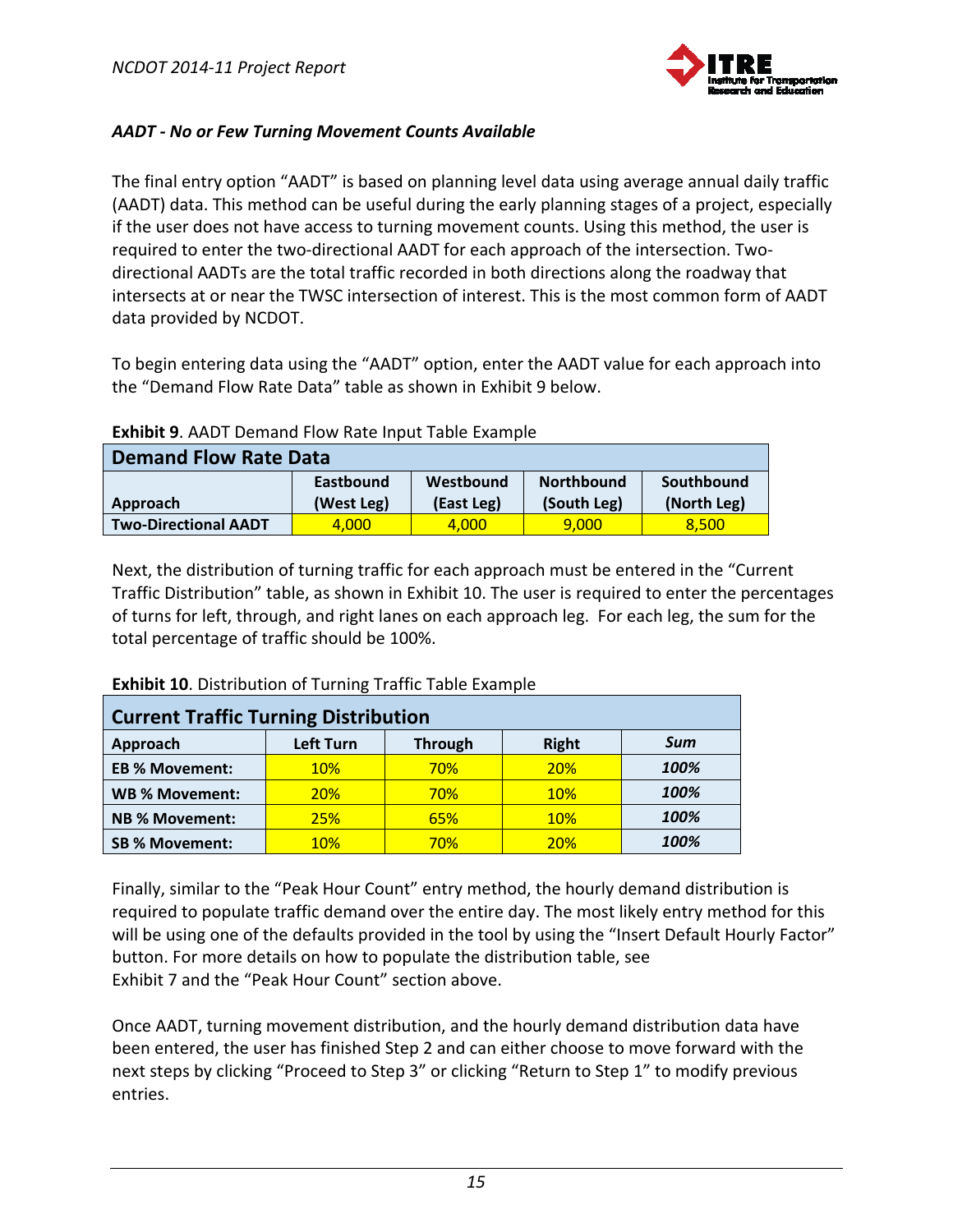*AADT - No or Few Turning Movement Counts Available*

The final entry option "AADT" is based on planning level data using average annual daily traffic (AADT) data. This method can be useful during the early planning stages of a project, especially if the user does not have access to turning movement counts. Using this method, the user is required to enter the two-directional AADT for each approach of the intersection. Two-directional AADTs are the total traffic recorded in both directions along the roadway that intersects at or near the TWSC intersection of interest. This is the most common form of AADT data provided by NCDOT.

To begin entering data using the "AADT" option, enter the AADT value for each approach into the "Demand Flow Rate Data" table as shown in Exhibit 9 below.

**Exhibit 9**. AADT Demand Flow Rate Input Table Example

| **Demand Flow Rate Data** | | | | |
|---|---|---|---|---|
| **Approach** | **Eastbound (West Leg)** | **Westbound (East Leg)** | **Northbound (South Leg)** | **Southbound (North Leg)** |
| **Two-Directional AADT** | 4,000 | 4,000 | 9,000 | 8,500 |

Next, the distribution of turning traffic for each approach must be entered in the "Current Traffic Distribution" table, as shown in Exhibit 10. The user is required to enter the percentages of turns for left, through, and right lanes on each approach leg. For each leg, the sum for the total percentage of traffic should be 100%.

**Exhibit 10**. Distribution of Turning Traffic Table Example

| **Current Traffic Turning Distribution** | | | | |
|---|---|---|---|---|
| **Approach** | **Left Turn** | **Through** | **Right** | ***Sum*** |
| **EB % Movement:** | 10% | 70% | 20% | ***100%*** |
| **WB % Movement:** | 20% | 70% | 10% | ***100%*** |
| **NB % Movement:** | 25% | 65% | 10% | ***100%*** |
| **SB % Movement:** | 10% | 70% | 20% | ***100%*** |

Finally, similar to the "Peak Hour Count" entry method, the hourly demand distribution is required to populate traffic demand over the entire day. The most likely entry method for this will be using one of the defaults provided in the tool by using the "Insert Default Hourly Factor" button. For more details on how to populate the distribution table, see Exhibit 7 and the "Peak Hour Count" section above.

Once AADT, turning movement distribution, and the hourly demand distribution data have been entered, the user has finished Step 2 and can either choose to move forward with the next steps by clicking "Proceed to Step 3" or clicking "Return to Step 1" to modify previous entries.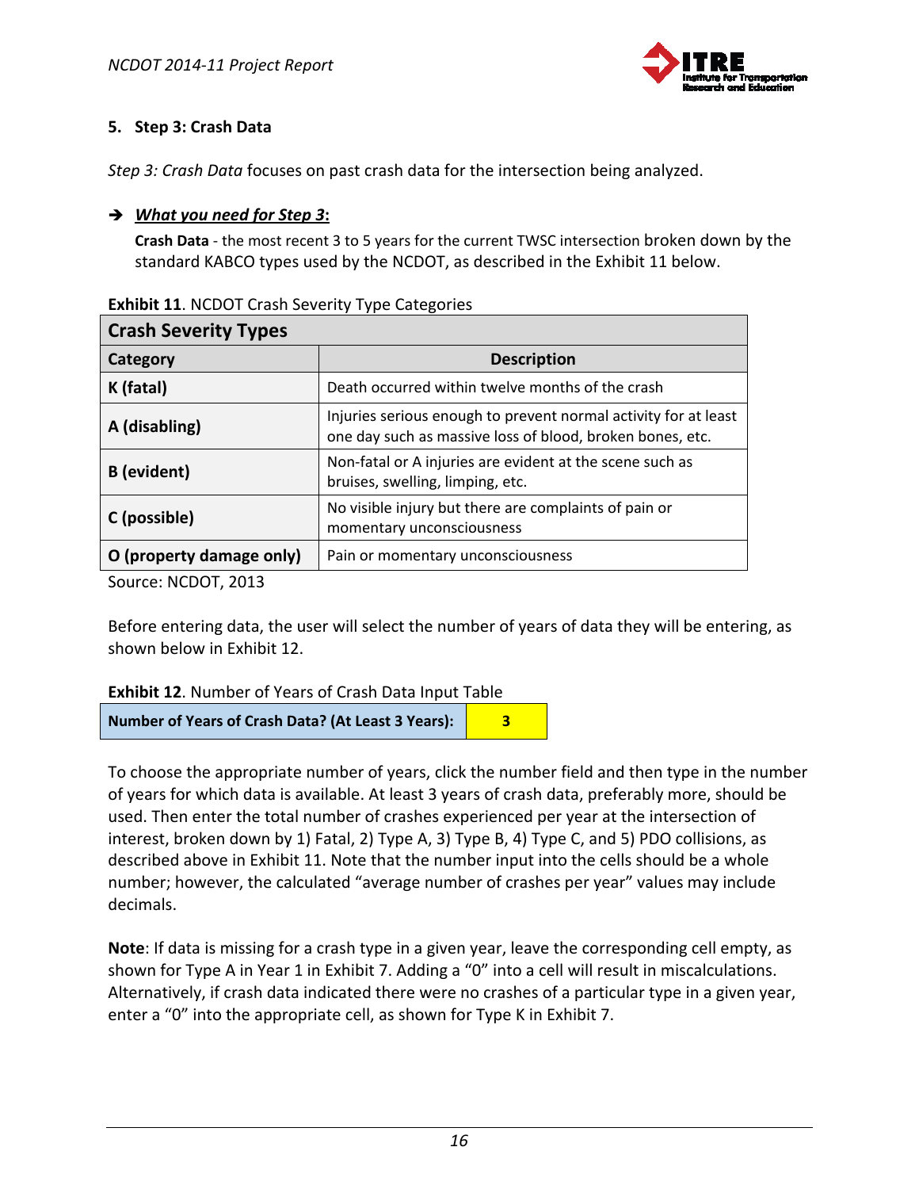## 5. Step 3: Crash Data

*Step 3: Crash Data* focuses on past crash data for the intersection being analyzed.

➔ ***What you need for Step 3*:**

**Crash Data** - the most recent 3 to 5 years for the current TWSC intersection broken down by the standard KABCO types used by the NCDOT, as described in the Exhibit 11 below.

**Exhibit 11**. NCDOT Crash Severity Type Categories

| Crash Severity Types | |
|---|---|
| **Category** | **Description** |
| **K (fatal)** | Death occurred within twelve months of the crash |
| **A (disabling)** | Injuries serious enough to prevent normal activity for at least one day such as massive loss of blood, broken bones, etc. |
| **B (evident)** | Non-fatal or A injuries are evident at the scene such as bruises, swelling, limping, etc. |
| **C (possible)** | No visible injury but there are complaints of pain or momentary unconsciousness |
| **O (property damage only)** | Pain or momentary unconsciousness |

Source: NCDOT, 2013

Before entering data, the user will select the number of years of data they will be entering, as shown below in Exhibit 12.

**Exhibit 12**. Number of Years of Crash Data Input Table

| Number of Years of Crash Data? (At Least 3 Years): | 3 |
|---|---|

To choose the appropriate number of years, click the number field and then type in the number of years for which data is available. At least 3 years of crash data, preferably more, should be used. Then enter the total number of crashes experienced per year at the intersection of interest, broken down by 1) Fatal, 2) Type A, 3) Type B, 4) Type C, and 5) PDO collisions, as described above in Exhibit 11. Note that the number input into the cells should be a whole number; however, the calculated "average number of crashes per year" values may include decimals.

**Note**: If data is missing for a crash type in a given year, leave the corresponding cell empty, as shown for Type A in Year 1 in Exhibit 7. Adding a "0" into a cell will result in miscalculations. Alternatively, if crash data indicated there were no crashes of a particular type in a given year, enter a "0" into the appropriate cell, as shown for Type K in Exhibit 7.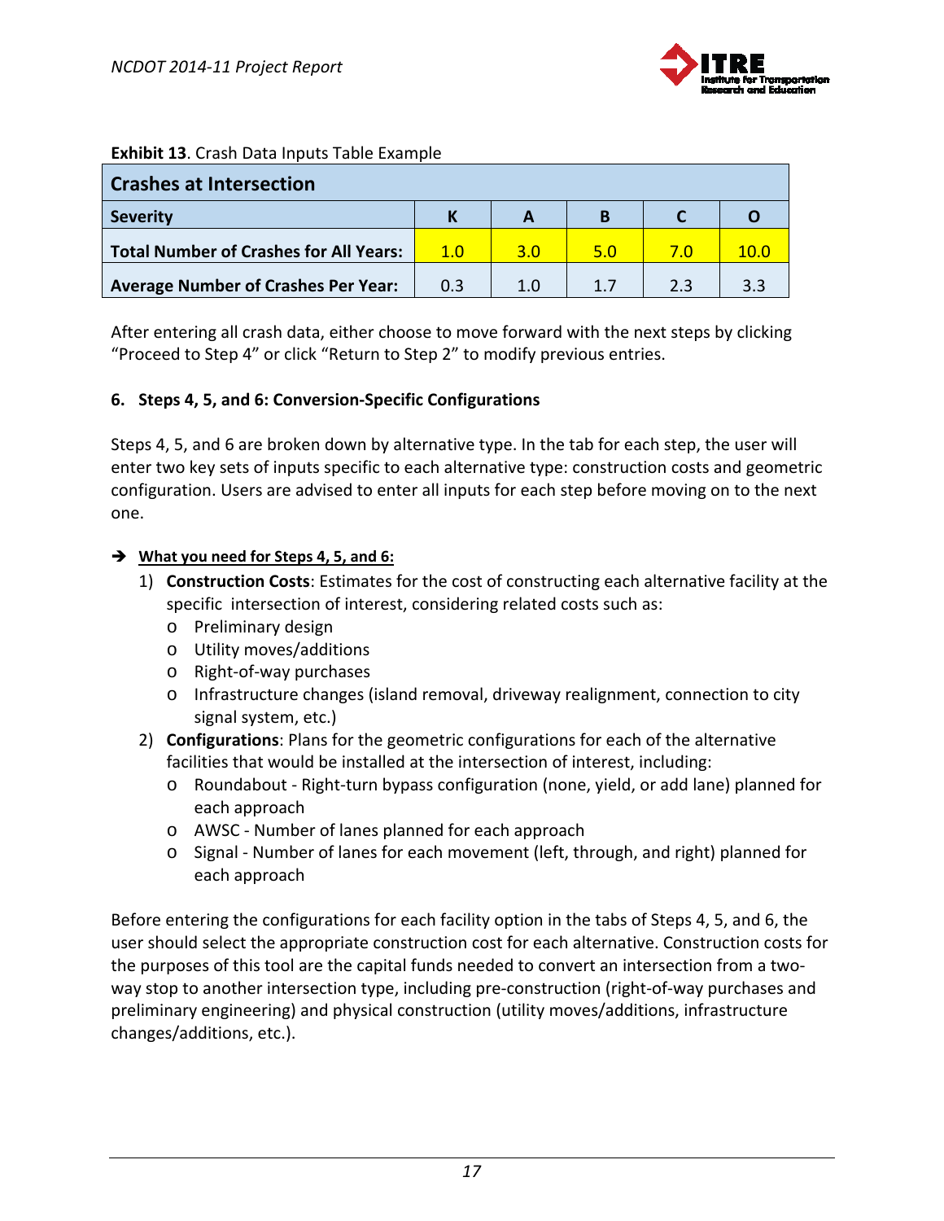**Exhibit 13**. Crash Data Inputs Table Example

| Crashes at Intersection | | | | | |
|---|---|---|---|---|---|
| **Severity** | **K** | **A** | **B** | **C** | **O** |
| **Total Number of Crashes for All Years:** | 1.0 | 3.0 | 5.0 | 7.0 | 10.0 |
| **Average Number of Crashes Per Year:** | 0.3 | 1.0 | 1.7 | 2.3 | 3.3 |

After entering all crash data, either choose to move forward with the next steps by clicking "Proceed to Step 4" or click "Return to Step 2" to modify previous entries.

## 6. Steps 4, 5, and 6: Conversion-Specific Configurations

Steps 4, 5, and 6 are broken down by alternative type. In the tab for each step, the user will enter two key sets of inputs specific to each alternative type: construction costs and geometric configuration. Users are advised to enter all inputs for each step before moving on to the next one.

➔ **What you need for Steps 4, 5, and 6:**

1) **Construction Costs**: Estimates for the cost of constructing each alternative facility at the specific intersection of interest, considering related costs such as:
   - Preliminary design
   - Utility moves/additions
   - Right-of-way purchases
   - Infrastructure changes (island removal, driveway realignment, connection to city signal system, etc.)
2) **Configurations**: Plans for the geometric configurations for each of the alternative facilities that would be installed at the intersection of interest, including:
   - Roundabout - Right-turn bypass configuration (none, yield, or add lane) planned for each approach
   - AWSC - Number of lanes planned for each approach
   - Signal - Number of lanes for each movement (left, through, and right) planned for each approach

Before entering the configurations for each facility option in the tabs of Steps 4, 5, and 6, the user should select the appropriate construction cost for each alternative. Construction costs for the purposes of this tool are the capital funds needed to convert an intersection from a two-way stop to another intersection type, including pre-construction (right-of-way purchases and preliminary engineering) and physical construction (utility moves/additions, infrastructure changes/additions, etc.).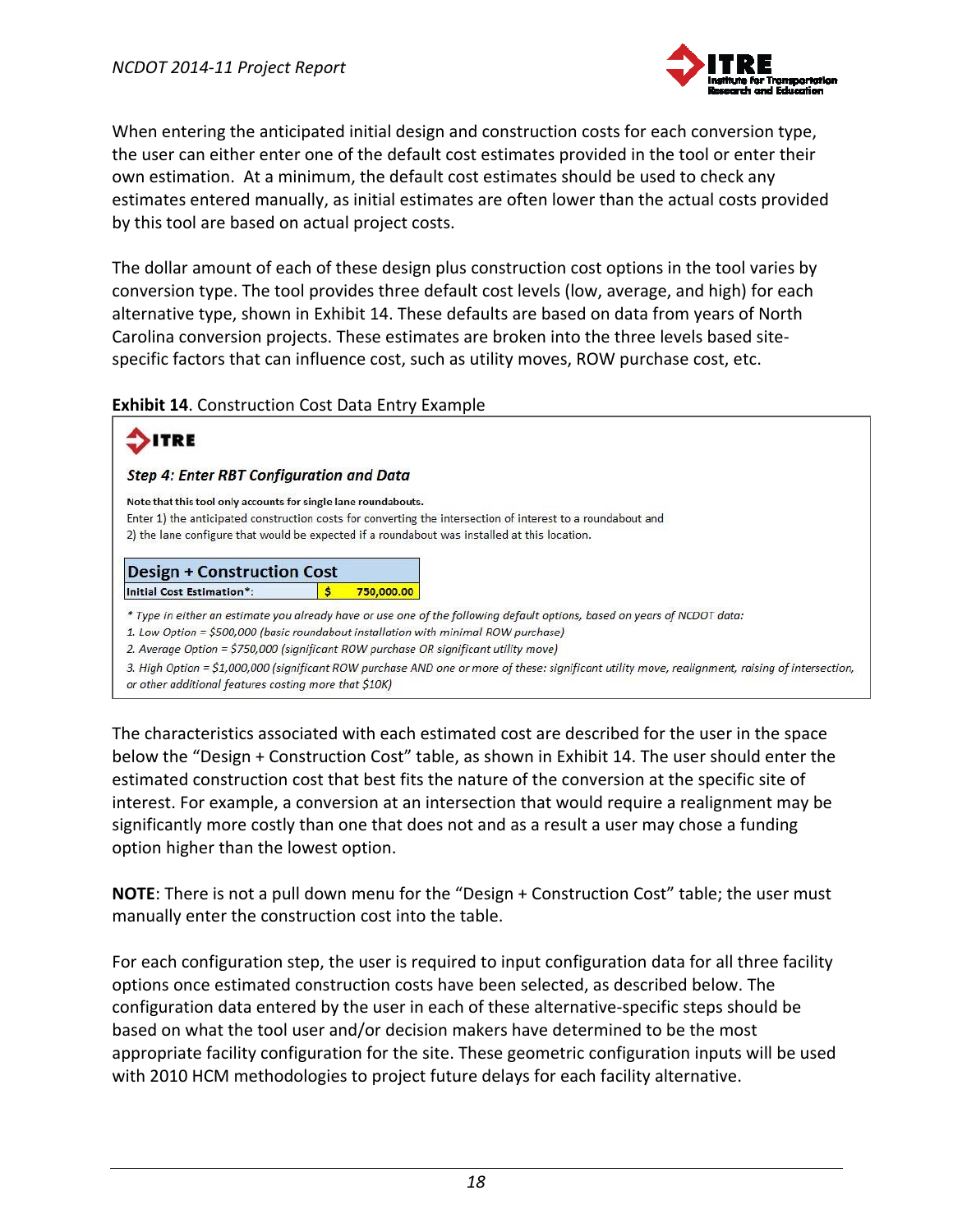When entering the anticipated initial design and construction costs for each conversion type, the user can either enter one of the default cost estimates provided in the tool or enter their own estimation. At a minimum, the default cost estimates should be used to check any estimates entered manually, as initial estimates are often lower than the actual costs provided by this tool are based on actual project costs.

The dollar amount of each of these design plus construction cost options in the tool varies by conversion type. The tool provides three default cost levels (low, average, and high) for each alternative type, shown in Exhibit 14. These defaults are based on data from years of North Carolina conversion projects. These estimates are broken into the three levels based site-specific factors that can influence cost, such as utility moves, ROW purchase cost, etc.

**Exhibit 14**. Construction Cost Data Entry Example

ITRE

***Step 4: Enter RBT Configuration and Data***

**Note that this tool only accounts for single lane roundabouts.**

Enter 1) the anticipated construction costs for converting the intersection of interest to a roundabout and
2) the lane configure that would be expected if a roundabout was installed at this location.

| Design + Construction Cost | | |
|---|---|---|
| Initial Cost Estimation*: | $ | 750,000.00 |

*\* Type in either an estimate you already have or use one of the following default options, based on years of NCDOT data:*

*1. Low Option = $500,000 (basic roundabout installation with minimal ROW purchase)*

*2. Average Option = $750,000 (significant ROW purchase OR significant utility move)*

*3. High Option = $1,000,000 (significant ROW purchase AND one or more of these: significant utility move, realignment, raising of intersection, or other additional features costing more that $10K)*

The characteristics associated with each estimated cost are described for the user in the space below the "Design + Construction Cost" table, as shown in Exhibit 14. The user should enter the estimated construction cost that best fits the nature of the conversion at the specific site of interest. For example, a conversion at an intersection that would require a realignment may be significantly more costly than one that does not and as a result a user may chose a funding option higher than the lowest option.

**NOTE**: There is not a pull down menu for the "Design + Construction Cost" table; the user must manually enter the construction cost into the table.

For each configuration step, the user is required to input configuration data for all three facility options once estimated construction costs have been selected, as described below. The configuration data entered by the user in each of these alternative-specific steps should be based on what the tool user and/or decision makers have determined to be the most appropriate facility configuration for the site. These geometric configuration inputs will be used with 2010 HCM methodologies to project future delays for each facility alternative.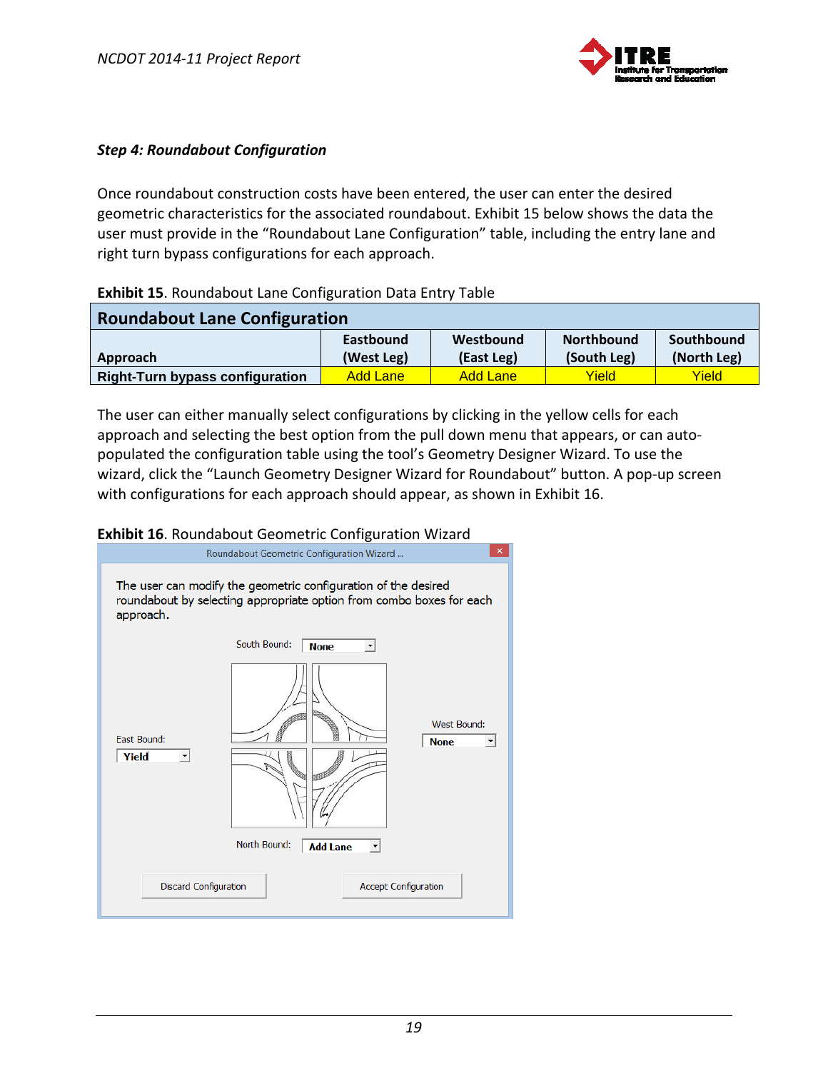### *Step 4: Roundabout Configuration*

Once roundabout construction costs have been entered, the user can enter the desired geometric characteristics for the associated roundabout. Exhibit 15 below shows the data the user must provide in the “Roundabout Lane Configuration” table, including the entry lane and right turn bypass configurations for each approach.

**Exhibit 15**. Roundabout Lane Configuration Data Entry Table

| Roundabout Lane Configuration | | | | |
|---|---|---|---|---|
| **Approach** | **Eastbound (West Leg)** | **Westbound (East Leg)** | **Northbound (South Leg)** | **Southbound (North Leg)** |
| **Right-Turn bypass configuration** | Add Lane | Add Lane | Yield | Yield |

The user can either manually select configurations by clicking in the yellow cells for each approach and selecting the best option from the pull down menu that appears, or can auto-populated the configuration table using the tool’s Geometry Designer Wizard. To use the wizard, click the “Launch Geometry Designer Wizard for Roundabout” button. A pop-up screen with configurations for each approach should appear, as shown in Exhibit 16.

**Exhibit 16**. Roundabout Geometric Configuration Wizard

Roundabout Geometric Configuration Wizard ...

The user can modify the geometric configuration of the desired roundabout by selecting appropriate option from combo boxes for each approach.

South Bound: None

East Bound: Yield

West Bound: None

North Bound: Add Lane

Discard Configuration | Accept Configuration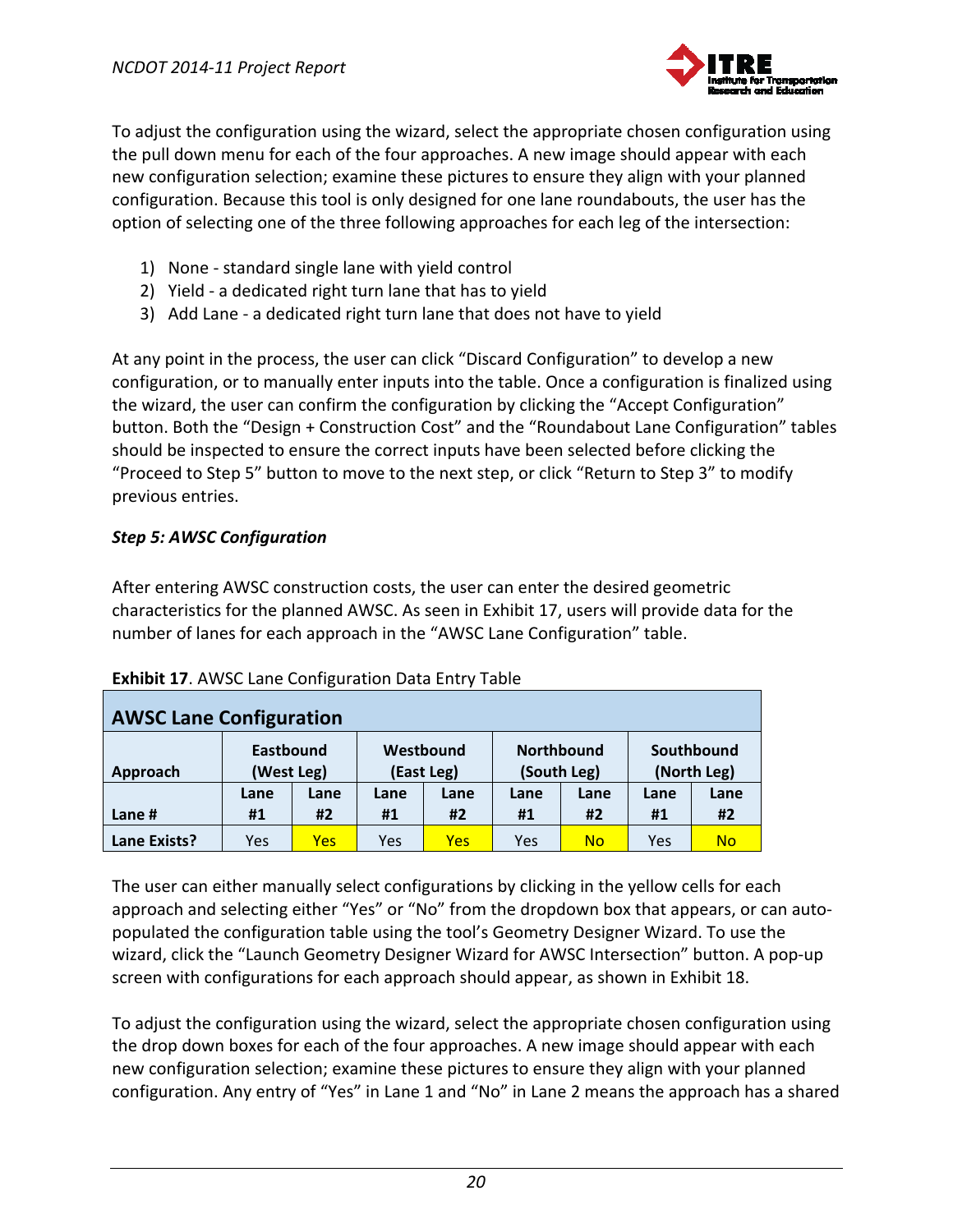To adjust the configuration using the wizard, select the appropriate chosen configuration using the pull down menu for each of the four approaches. A new image should appear with each new configuration selection; examine these pictures to ensure they align with your planned configuration. Because this tool is only designed for one lane roundabouts, the user has the option of selecting one of the three following approaches for each leg of the intersection:

1) None - standard single lane with yield control
2) Yield - a dedicated right turn lane that has to yield
3) Add Lane - a dedicated right turn lane that does not have to yield

At any point in the process, the user can click "Discard Configuration" to develop a new configuration, or to manually enter inputs into the table. Once a configuration is finalized using the wizard, the user can confirm the configuration by clicking the "Accept Configuration" button. Both the "Design + Construction Cost" and the "Roundabout Lane Configuration" tables should be inspected to ensure the correct inputs have been selected before clicking the "Proceed to Step 5" button to move to the next step, or click "Return to Step 3" to modify previous entries.

***Step 5: AWSC Configuration***

After entering AWSC construction costs, the user can enter the desired geometric characteristics for the planned AWSC. As seen in Exhibit 17, users will provide data for the number of lanes for each approach in the "AWSC Lane Configuration" table.

**Exhibit 17**. AWSC Lane Configuration Data Entry Table

| **AWSC Lane Configuration** | | | | | | | | |
|---|---|---|---|---|---|---|---|---|
| **Approach** | **Eastbound (West Leg)** | | **Westbound (East Leg)** | | **Northbound (South Leg)** | | **Southbound (North Leg)** | |
| **Lane #** | **Lane #1** | **Lane #2** | **Lane #1** | **Lane #2** | **Lane #1** | **Lane #2** | **Lane #1** | **Lane #2** |
| **Lane Exists?** | Yes | Yes | Yes | Yes | Yes | No | Yes | No |

The user can either manually select configurations by clicking in the yellow cells for each approach and selecting either "Yes" or "No" from the dropdown box that appears, or can auto-populated the configuration table using the tool's Geometry Designer Wizard. To use the wizard, click the "Launch Geometry Designer Wizard for AWSC Intersection" button. A pop-up screen with configurations for each approach should appear, as shown in Exhibit 18.

To adjust the configuration using the wizard, select the appropriate chosen configuration using the drop down boxes for each of the four approaches. A new image should appear with each new configuration selection; examine these pictures to ensure they align with your planned configuration. Any entry of "Yes" in Lane 1 and "No" in Lane 2 means the approach has a shared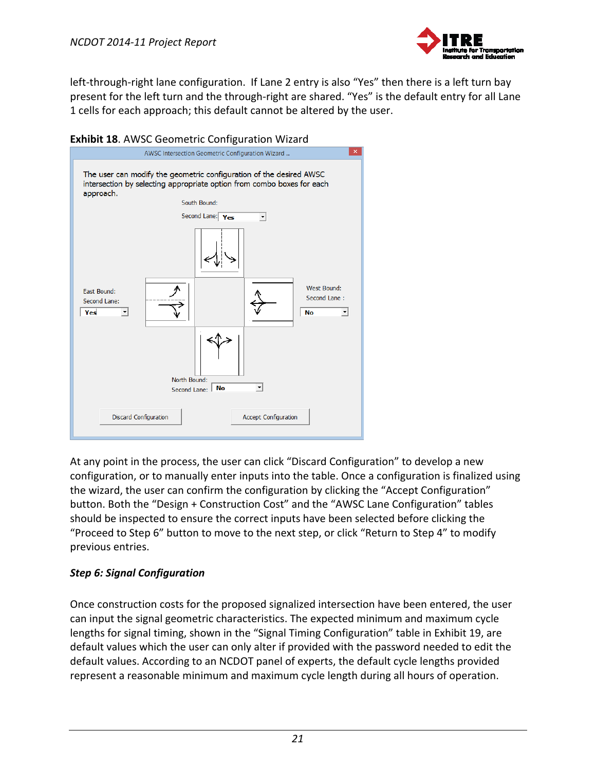left-through-right lane configuration. If Lane 2 entry is also "Yes" then there is a left turn bay present for the left turn and the through-right are shared. "Yes" is the default entry for all Lane 1 cells for each approach; this default cannot be altered by the user.

**Exhibit 18**. AWSC Geometric Configuration Wizard

At any point in the process, the user can click "Discard Configuration" to develop a new configuration, or to manually enter inputs into the table. Once a configuration is finalized using the wizard, the user can confirm the configuration by clicking the "Accept Configuration" button. Both the "Design + Construction Cost" and the "AWSC Lane Configuration" tables should be inspected to ensure the correct inputs have been selected before clicking the "Proceed to Step 6" button to move to the next step, or click "Return to Step 4" to modify previous entries.

### *Step 6: Signal Configuration*

Once construction costs for the proposed signalized intersection have been entered, the user can input the signal geometric characteristics. The expected minimum and maximum cycle lengths for signal timing, shown in the "Signal Timing Configuration" table in Exhibit 19, are default values which the user can only alter if provided with the password needed to edit the default values. According to an NCDOT panel of experts, the default cycle lengths provided represent a reasonable minimum and maximum cycle length during all hours of operation.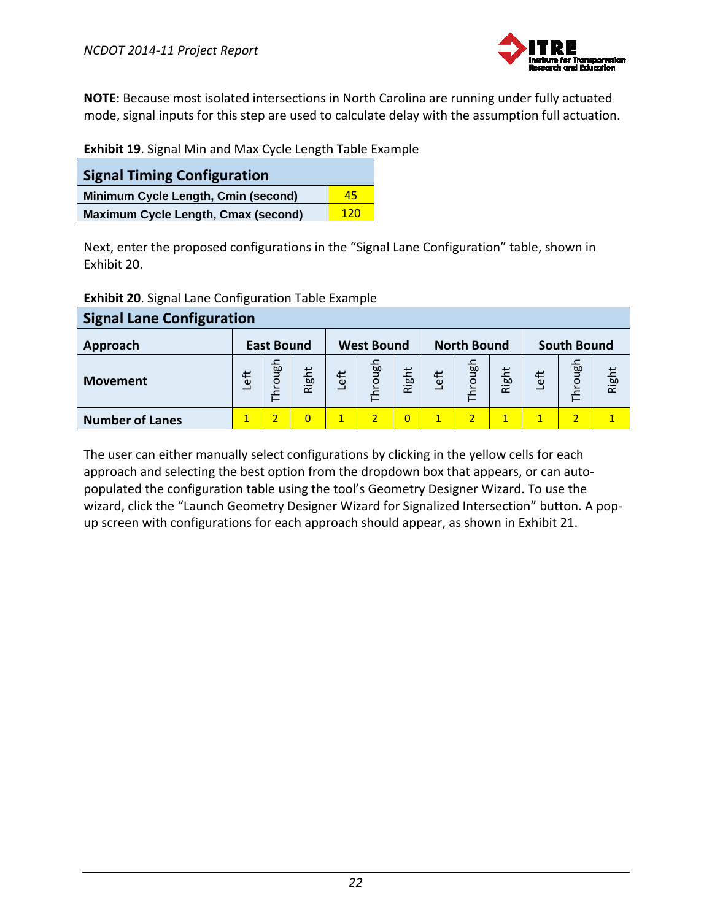**NOTE**: Because most isolated intersections in North Carolina are running under fully actuated mode, signal inputs for this step are used to calculate delay with the assumption full actuation.

**Exhibit 19**. Signal Min and Max Cycle Length Table Example

| Signal Timing Configuration | |
|---|---|
| Minimum Cycle Length, Cmin (second) | 45 |
| Maximum Cycle Length, Cmax (second) | 120 |

Next, enter the proposed configurations in the "Signal Lane Configuration" table, shown in Exhibit 20.

**Exhibit 20**. Signal Lane Configuration Table Example

| Signal Lane Configuration | | | | | | | | | | | | |
|---|---|---|---|---|---|---|---|---|---|---|---|---|
| **Approach** | **East Bound** | | | **West Bound** | | | **North Bound** | | | **South Bound** | | |
| **Movement** | Left | Through | Right | Left | Through | Right | Left | Through | Right | Left | Through | Right |
| **Number of Lanes** | 1 | 2 | 0 | 1 | 2 | 0 | 1 | 2 | 1 | 1 | 2 | 1 |

The user can either manually select configurations by clicking in the yellow cells for each approach and selecting the best option from the dropdown box that appears, or can auto-populated the configuration table using the tool's Geometry Designer Wizard. To use the wizard, click the "Launch Geometry Designer Wizard for Signalized Intersection" button. A pop-up screen with configurations for each approach should appear, as shown in Exhibit 21.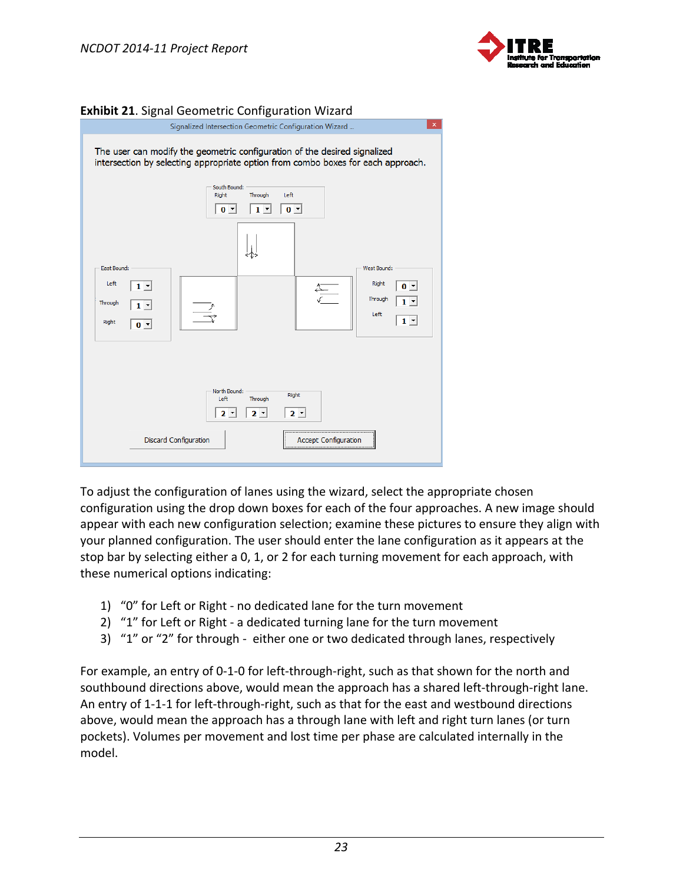**Exhibit 21**. Signal Geometric Configuration Wizard

Signalized Intersection Geometric Configuration Wizard ...

The user can modify the geometric configuration of the desired signalized intersection by selecting appropriate option from combo boxes for each approach.

South Bound: Right 0, Through 1, Left 0

East Bound: Left 1, Through 1, Right 0

West Bound: Right 0, Through 1, Left 1

North Bound: Left 2, Through 2, Right 2

Discard Configuration | Accept Configuration

To adjust the configuration of lanes using the wizard, select the appropriate chosen configuration using the drop down boxes for each of the four approaches. A new image should appear with each new configuration selection; examine these pictures to ensure they align with your planned configuration. The user should enter the lane configuration as it appears at the stop bar by selecting either a 0, 1, or 2 for each turning movement for each approach, with these numerical options indicating:

1) "0" for Left or Right - no dedicated lane for the turn movement
2) "1" for Left or Right - a dedicated turning lane for the turn movement
3) "1" or "2" for through - either one or two dedicated through lanes, respectively

For example, an entry of 0-1-0 for left-through-right, such as that shown for the north and southbound directions above, would mean the approach has a shared left-through-right lane. An entry of 1-1-1 for left-through-right, such as that for the east and westbound directions above, would mean the approach has a through lane with left and right turn lanes (or turn pockets). Volumes per movement and lost time per phase are calculated internally in the model.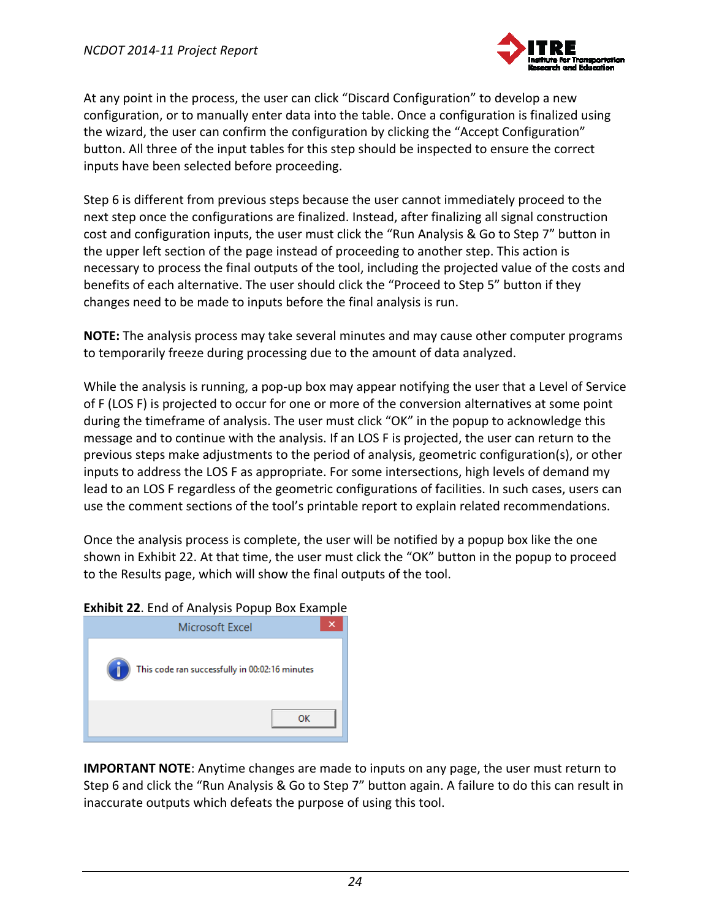At any point in the process, the user can click "Discard Configuration" to develop a new configuration, or to manually enter data into the table. Once a configuration is finalized using the wizard, the user can confirm the configuration by clicking the "Accept Configuration" button. All three of the input tables for this step should be inspected to ensure the correct inputs have been selected before proceeding.

Step 6 is different from previous steps because the user cannot immediately proceed to the next step once the configurations are finalized. Instead, after finalizing all signal construction cost and configuration inputs, the user must click the "Run Analysis & Go to Step 7" button in the upper left section of the page instead of proceeding to another step. This action is necessary to process the final outputs of the tool, including the projected value of the costs and benefits of each alternative. The user should click the "Proceed to Step 5" button if they changes need to be made to inputs before the final analysis is run.

**NOTE:** The analysis process may take several minutes and may cause other computer programs to temporarily freeze during processing due to the amount of data analyzed.

While the analysis is running, a pop-up box may appear notifying the user that a Level of Service of F (LOS F) is projected to occur for one or more of the conversion alternatives at some point during the timeframe of analysis. The user must click "OK" in the popup to acknowledge this message and to continue with the analysis. If an LOS F is projected, the user can return to the previous steps make adjustments to the period of analysis, geometric configuration(s), or other inputs to address the LOS F as appropriate. For some intersections, high levels of demand my lead to an LOS F regardless of the geometric configurations of facilities. In such cases, users can use the comment sections of the tool's printable report to explain related recommendations.

Once the analysis process is complete, the user will be notified by a popup box like the one shown in Exhibit 22. At that time, the user must click the "OK" button in the popup to proceed to the Results page, which will show the final outputs of the tool.

**Exhibit 22**. End of Analysis Popup Box Example

Microsoft Excel

This code ran successfully in 00:02:16 minutes

OK

**IMPORTANT NOTE**: Anytime changes are made to inputs on any page, the user must return to Step 6 and click the "Run Analysis & Go to Step 7" button again. A failure to do this can result in inaccurate outputs which defeats the purpose of using this tool.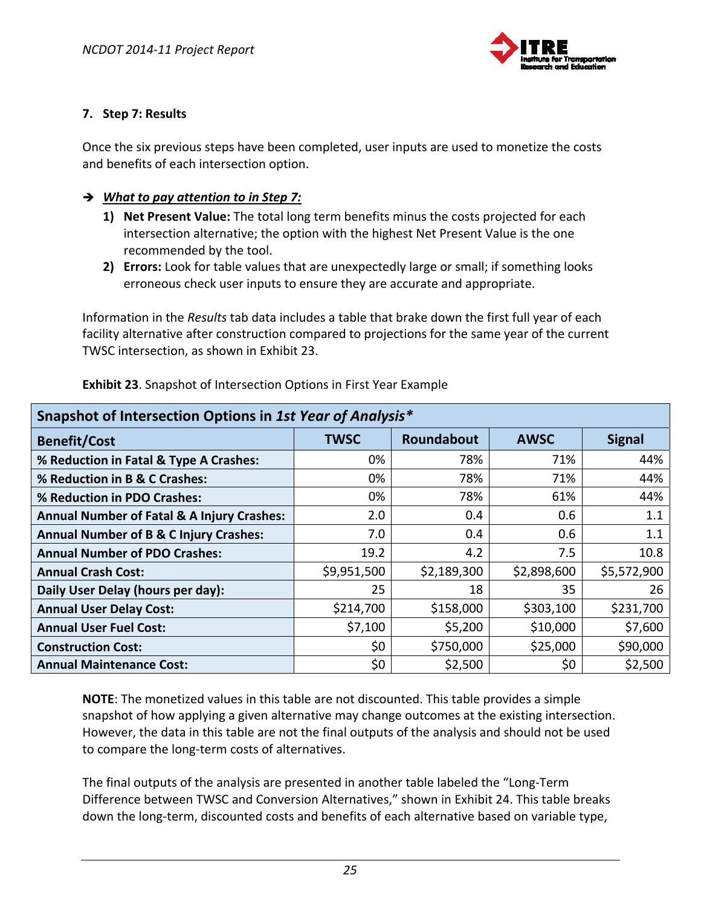## 7. Step 7: Results

Once the six previous steps have been completed, user inputs are used to monetize the costs and benefits of each intersection option.

➔ ***What to pay attention to in Step 7:***

1) **Net Present Value:** The total long term benefits minus the costs projected for each intersection alternative; the option with the highest Net Present Value is the one recommended by the tool.
2) **Errors:** Look for table values that are unexpectedly large or small; if something looks erroneous check user inputs to ensure they are accurate and appropriate.

Information in the *Results* tab data includes a table that brake down the first full year of each facility alternative after construction compared to projections for the same year of the current TWSC intersection, as shown in Exhibit 23.

**Exhibit 23**. Snapshot of Intersection Options in First Year Example

| **Snapshot of Intersection Options in *1st Year of Analysis**** | | | | |
|---|---|---|---|---|
| **Benefit/Cost** | **TWSC** | **Roundabout** | **AWSC** | **Signal** |
| **% Reduction in Fatal & Type A Crashes:** | 0% | 78% | 71% | 44% |
| **% Reduction in B & C Crashes:** | 0% | 78% | 71% | 44% |
| **% Reduction in PDO Crashes:** | 0% | 78% | 61% | 44% |
| **Annual Number of Fatal & A Injury Crashes:** | 2.0 | 0.4 | 0.6 | 1.1 |
| **Annual Number of B & C Injury Crashes:** | 7.0 | 0.4 | 0.6 | 1.1 |
| **Annual Number of PDO Crashes:** | 19.2 | 4.2 | 7.5 | 10.8 |
| **Annual Crash Cost:** | $9,951,500 | $2,189,300 | $2,898,600 | $5,572,900 |
| **Daily User Delay (hours per day):** | 25 | 18 | 35 | 26 |
| **Annual User Delay Cost:** | $214,700 | $158,000 | $303,100 | $231,700 |
| **Annual User Fuel Cost:** | $7,100 | $5,200 | $10,000 | $7,600 |
| **Construction Cost:** | $0 | $750,000 | $25,000 | $90,000 |
| **Annual Maintenance Cost:** | $0 | $2,500 | $0 | $2,500 |

**NOTE**: The monetized values in this table are not discounted. This table provides a simple snapshot of how applying a given alternative may change outcomes at the existing intersection. However, the data in this table are not the final outputs of the analysis and should not be used to compare the long-term costs of alternatives.

The final outputs of the analysis are presented in another table labeled the "Long-Term Difference between TWSC and Conversion Alternatives," shown in Exhibit 24. This table breaks down the long-term, discounted costs and benefits of each alternative based on variable type,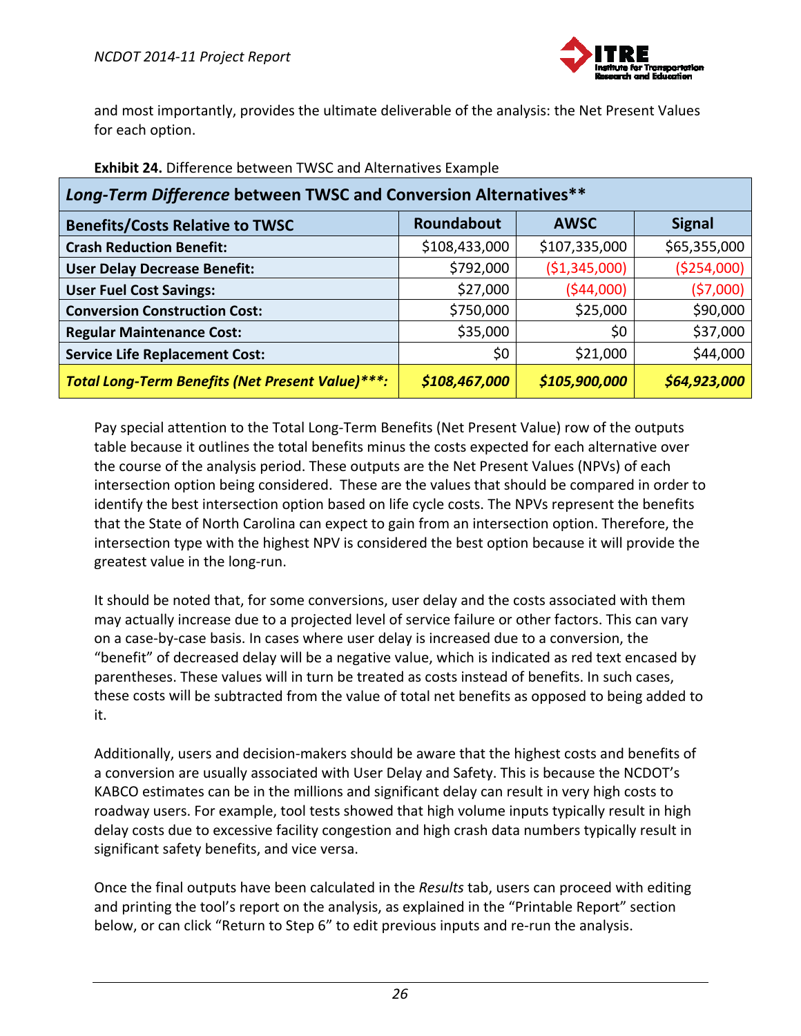and most importantly, provides the ultimate deliverable of the analysis: the Net Present Values for each option.

**Exhibit 24.** Difference between TWSC and Alternatives Example

| ***Long-Term Difference* between TWSC and Conversion Alternatives\*\*** | | | |
|---|---|---|---|
| **Benefits/Costs Relative to TWSC** | **Roundabout** | **AWSC** | **Signal** |
| **Crash Reduction Benefit:** | $108,433,000 | $107,335,000 | $65,355,000 |
| **User Delay Decrease Benefit:** | $792,000 | ($1,345,000) | ($254,000) |
| **User Fuel Cost Savings:** | $27,000 | ($44,000) | ($7,000) |
| **Conversion Construction Cost:** | $750,000 | $25,000 | $90,000 |
| **Regular Maintenance Cost:** | $35,000 | $0 | $37,000 |
| **Service Life Replacement Cost:** | $0 | $21,000 | $44,000 |
| ***Total Long-Term Benefits (Net Present Value)\*\*\*:*** | ***$108,467,000*** | ***$105,900,000*** | ***$64,923,000*** |

Pay special attention to the Total Long-Term Benefits (Net Present Value) row of the outputs table because it outlines the total benefits minus the costs expected for each alternative over the course of the analysis period. These outputs are the Net Present Values (NPVs) of each intersection option being considered. These are the values that should be compared in order to identify the best intersection option based on life cycle costs. The NPVs represent the benefits that the State of North Carolina can expect to gain from an intersection option. Therefore, the intersection type with the highest NPV is considered the best option because it will provide the greatest value in the long-run.

It should be noted that, for some conversions, user delay and the costs associated with them may actually increase due to a projected level of service failure or other factors. This can vary on a case-by-case basis. In cases where user delay is increased due to a conversion, the "benefit" of decreased delay will be a negative value, which is indicated as red text encased by parentheses. These values will in turn be treated as costs instead of benefits. In such cases, these costs will be subtracted from the value of total net benefits as opposed to being added to it.

Additionally, users and decision-makers should be aware that the highest costs and benefits of a conversion are usually associated with User Delay and Safety. This is because the NCDOT's KABCO estimates can be in the millions and significant delay can result in very high costs to roadway users. For example, tool tests showed that high volume inputs typically result in high delay costs due to excessive facility congestion and high crash data numbers typically result in significant safety benefits, and vice versa.

Once the final outputs have been calculated in the *Results* tab, users can proceed with editing and printing the tool's report on the analysis, as explained in the "Printable Report" section below, or can click "Return to Step 6" to edit previous inputs and re-run the analysis.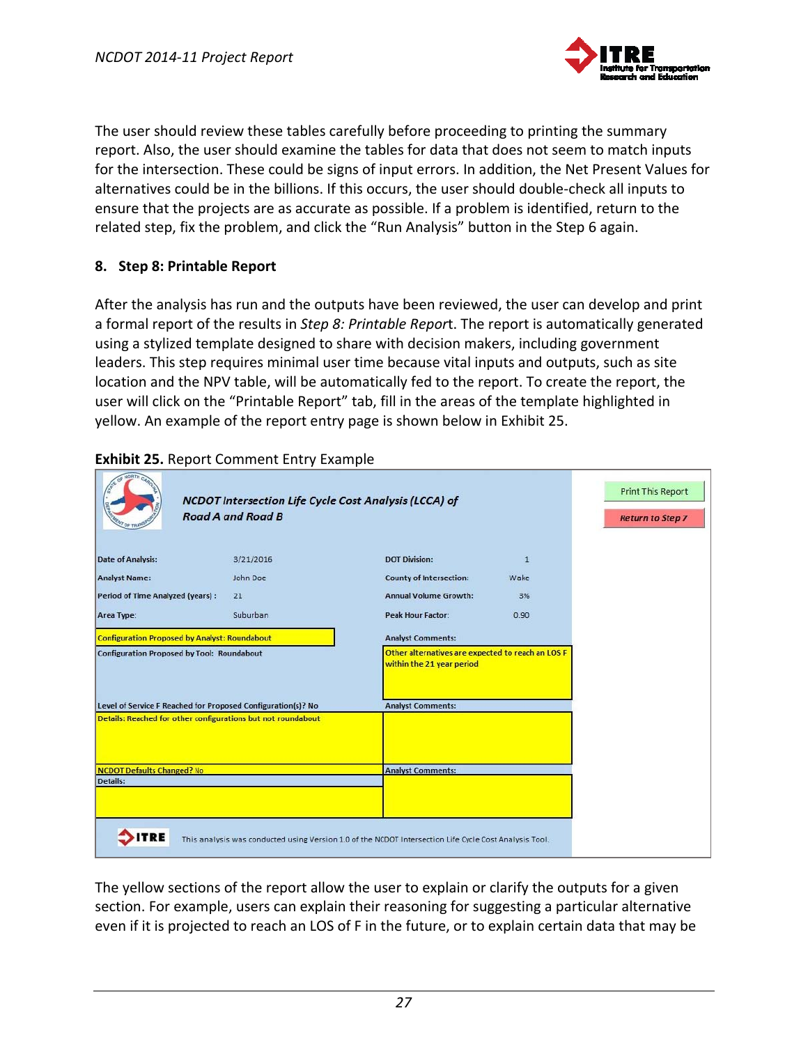The user should review these tables carefully before proceeding to printing the summary report. Also, the user should examine the tables for data that does not seem to match inputs for the intersection. These could be signs of input errors. In addition, the Net Present Values for alternatives could be in the billions. If this occurs, the user should double-check all inputs to ensure that the projects are as accurate as possible. If a problem is identified, return to the related step, fix the problem, and click the "Run Analysis" button in the Step 6 again.

## 8. Step 8: Printable Report

After the analysis has run and the outputs have been reviewed, the user can develop and print a formal report of the results in *Step 8: Printable Repor*t. The report is automatically generated using a stylized template designed to share with decision makers, including government leaders. This step requires minimal user time because vital inputs and outputs, such as site location and the NPV table, will be automatically fed to the report. To create the report, the user will click on the "Printable Report" tab, fill in the areas of the template highlighted in yellow. An example of the report entry page is shown below in Exhibit 25.

**Exhibit 25.** Report Comment Entry Example

***NCDOT Intersection Life Cycle Cost Analysis (LCCA) of Road A and Road B***

Print This Report | Return to Step 7

| | | | |
|---|---|---|---|
| Date of Analysis: | 3/21/2016 | DOT Division: | 1 |
| Analyst Name: | John Doe | County of Intersection: | Wake |
| Period of Time Analyzed (years) : | 21 | Annual Volume Growth: | 3% |
| Area Type: | Suburban | Peak Hour Factor: | 0.90 |

| | |
|---|---|
| Configuration Proposed by Analyst: Roundabout | Analyst Comments: |
| Configuration Proposed by Tool: Roundabout | Other alternatives are expected to reach an LOS F within the 21 year period |
| Level of Service F Reached for Proposed Configuration(s)? No | Analyst Comments: |
| Details: Reached for other configurations but not roundabout | |
| NCDOT Defaults Changed? No | Analyst Comments: |
| Details: | |

This analysis was conducted using Version 1.0 of the NCDOT Intersection Life Cycle Cost Analysis Tool.

The yellow sections of the report allow the user to explain or clarify the outputs for a given section. For example, users can explain their reasoning for suggesting a particular alternative even if it is projected to reach an LOS of F in the future, or to explain certain data that may be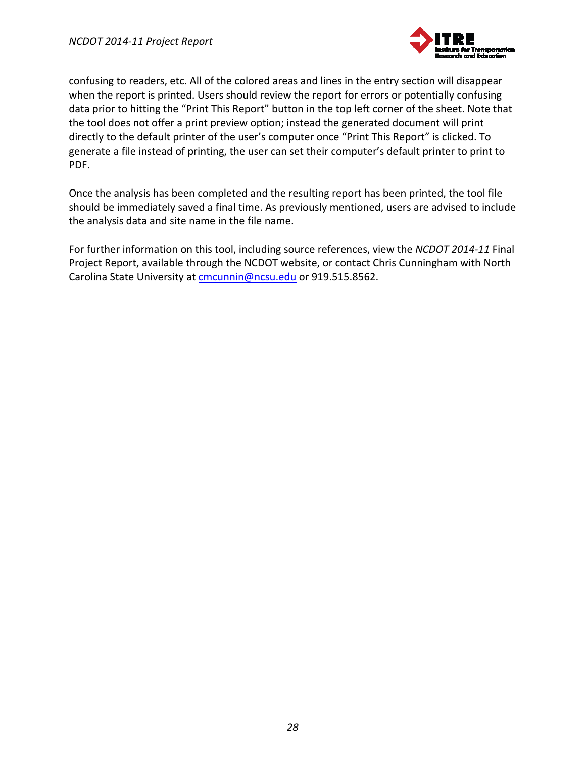confusing to readers, etc. All of the colored areas and lines in the entry section will disappear when the report is printed. Users should review the report for errors or potentially confusing data prior to hitting the "Print This Report" button in the top left corner of the sheet. Note that the tool does not offer a print preview option; instead the generated document will print directly to the default printer of the user's computer once "Print This Report" is clicked. To generate a file instead of printing, the user can set their computer's default printer to print to PDF.

Once the analysis has been completed and the resulting report has been printed, the tool file should be immediately saved a final time. As previously mentioned, users are advised to include the analysis data and site name in the file name.

For further information on this tool, including source references, view the *NCDOT 2014-11* Final Project Report, available through the NCDOT website, or contact Chris Cunningham with North Carolina State University at cmcunnin@ncsu.edu or 919.515.8562.